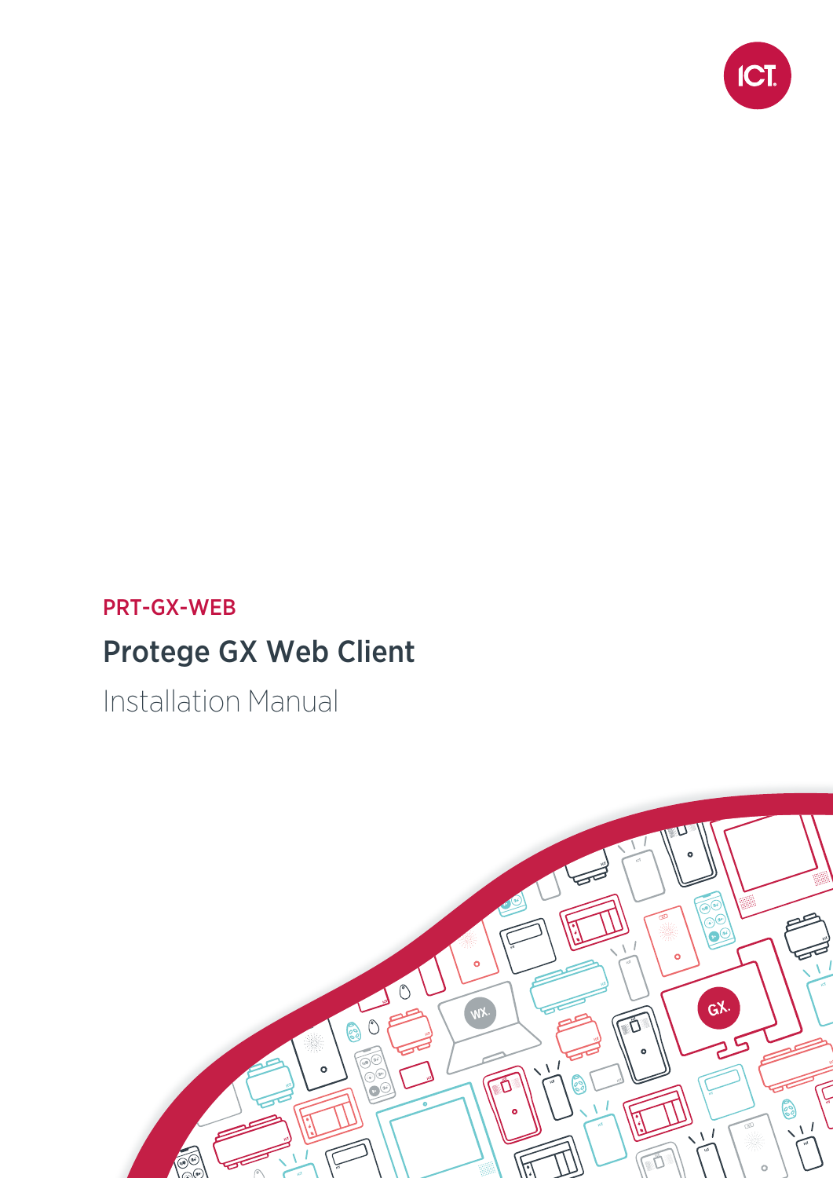PRT-GX-WEB

# Protege GX Web Client

Installation Manual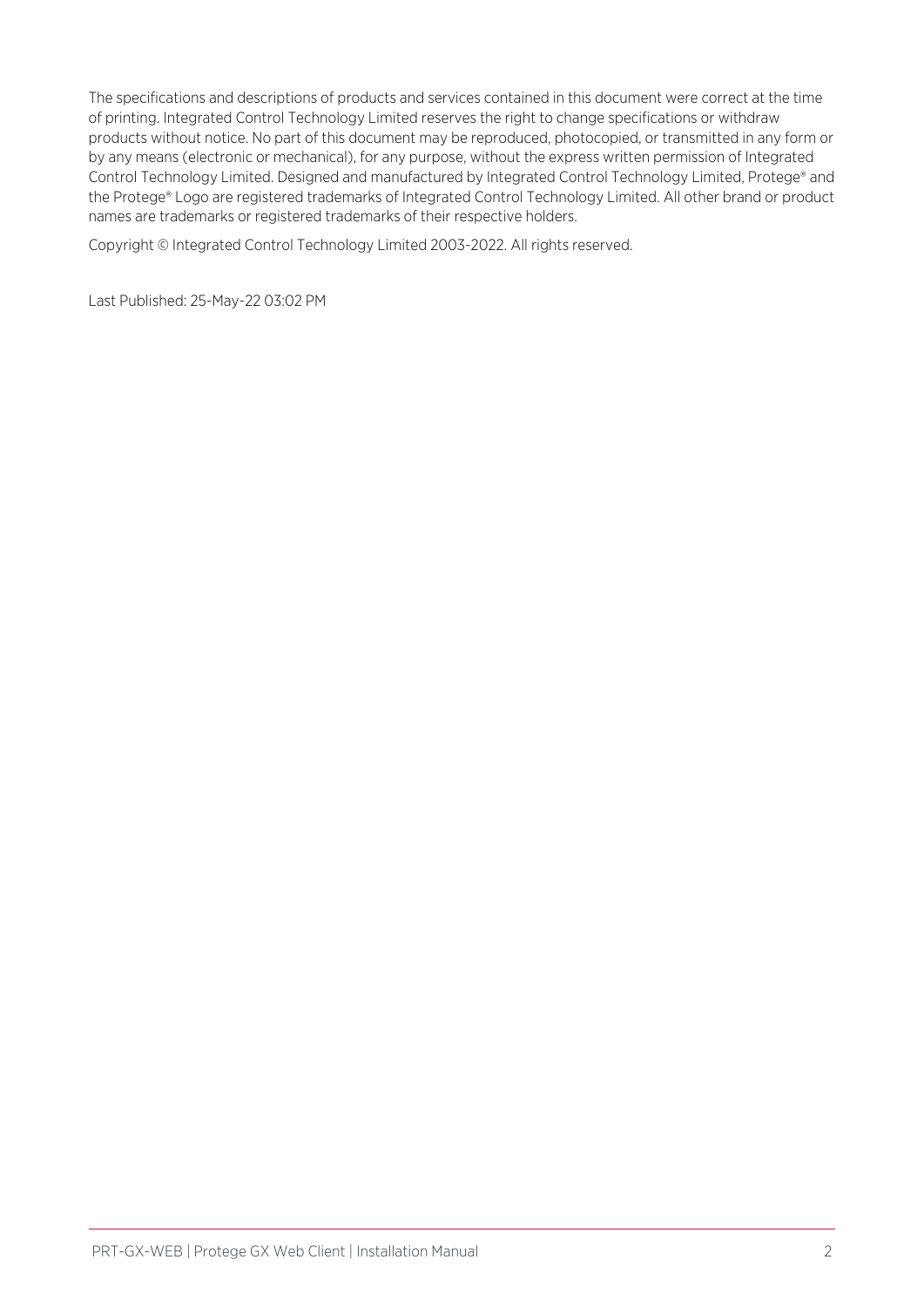The specifications and descriptions of products and services contained in this document were correct at the time of printing. Integrated Control Technology Limited reserves the right to change specifications or withdraw products without notice. No part of this document may be reproduced, photocopied, or transmitted in any form or by any means (electronic or mechanical), for any purpose, without the express written permission of Integrated Control Technology Limited. Designed and manufactured by Integrated Control Technology Limited, Protege® and the Protege® Logo are registered trademarks of Integrated Control Technology Limited. All other brand or product names are trademarks or registered trademarks of their respective holders.

Copyright © Integrated Control Technology Limited 2003-2022. All rights reserved.

Last Published: 25-May-22 03:02 PM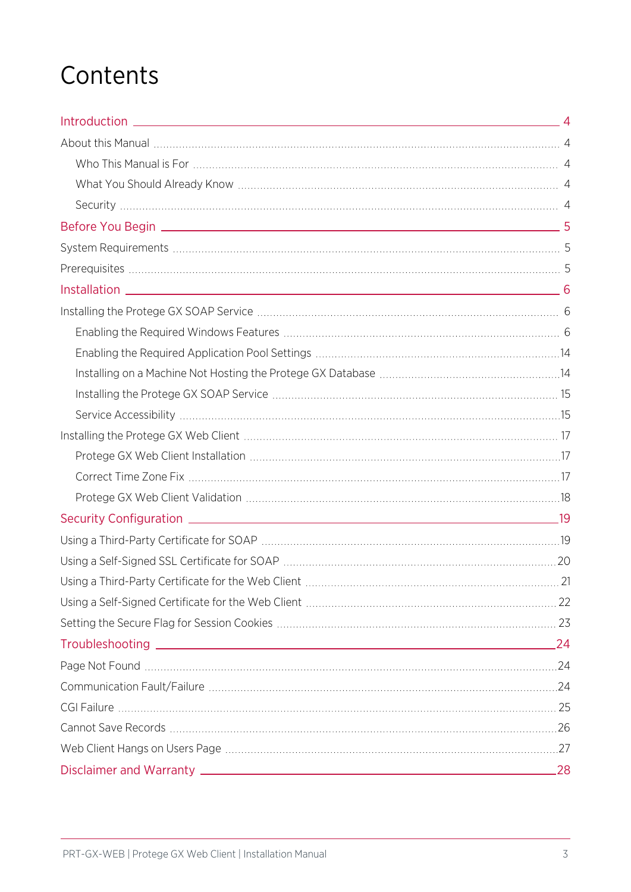# Contents

- [Introduction](#) 4
  - About this Manual 4
    - Who This Manual is For 4
    - What You Should Already Know 4
    - Security 4
- [Before You Begin](#) 5
  - System Requirements 5
  - Prerequisites 5
- [Installation](#) 6
  - Installing the Protege GX SOAP Service 6
    - Enabling the Required Windows Features 6
    - Enabling the Required Application Pool Settings 14
    - Installing on a Machine Not Hosting the Protege GX Database 14
    - Installing the Protege GX SOAP Service 15
    - Service Accessibility 15
  - Installing the Protege GX Web Client 17
    - Protege GX Web Client Installation 17
    - Correct Time Zone Fix 17
    - Protege GX Web Client Validation 18
- [Security Configuration](#) 19
  - Using a Third-Party Certificate for SOAP 19
  - Using a Self-Signed SSL Certificate for SOAP 20
  - Using a Third-Party Certificate for the Web Client 21
  - Using a Self-Signed Certificate for the Web Client 22
  - Setting the Secure Flag for Session Cookies 23
- [Troubleshooting](#) 24
  - Page Not Found 24
  - Communication Fault/Failure 24
  - CGI Failure 25
  - Cannot Save Records 26
  - Web Client Hangs on Users Page 27
- [Disclaimer and Warranty](#) 28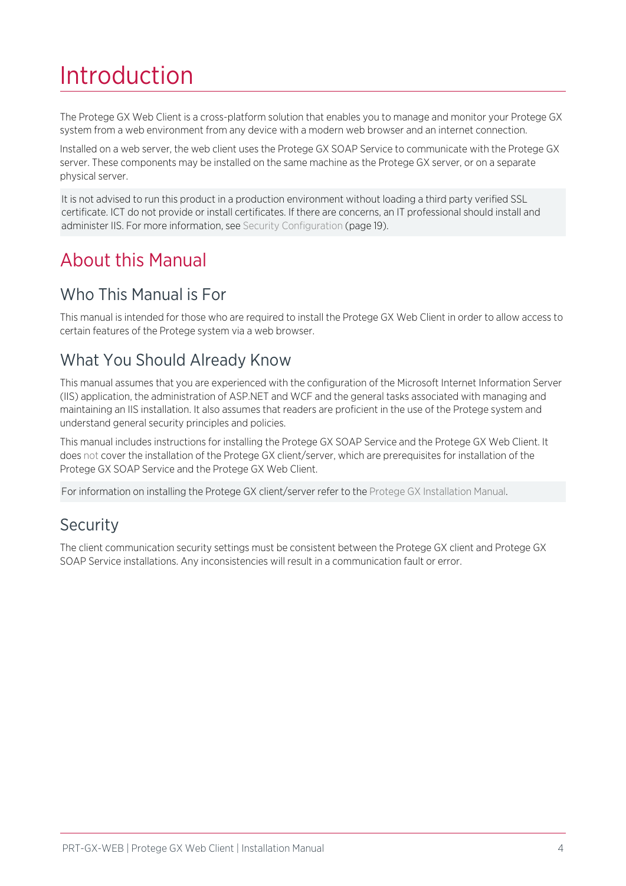# Introduction

The Protege GX Web Client is a cross-platform solution that enables you to manage and monitor your Protege GX system from a web environment from any device with a modern web browser and an internet connection.

Installed on a web server, the web client uses the Protege GX SOAP Service to communicate with the Protege GX server. These components may be installed on the same machine as the Protege GX server, or on a separate physical server.

> It is not advised to run this product in a production environment without loading a third party verified SSL certificate. ICT do not provide or install certificates. If there are concerns, an IT professional should install and administer IIS. For more information, see Security Configuration (page 19).

## About this Manual

### Who This Manual is For

This manual is intended for those who are required to install the Protege GX Web Client in order to allow access to certain features of the Protege system via a web browser.

### What You Should Already Know

This manual assumes that you are experienced with the configuration of the Microsoft Internet Information Server (IIS) application, the administration of ASP.NET and WCF and the general tasks associated with managing and maintaining an IIS installation. It also assumes that readers are proficient in the use of the Protege system and understand general security principles and policies.

This manual includes instructions for installing the Protege GX SOAP Service and the Protege GX Web Client. It does not cover the installation of the Protege GX client/server, which are prerequisites for installation of the Protege GX SOAP Service and the Protege GX Web Client.

> For information on installing the Protege GX client/server refer to the Protege GX Installation Manual.

### Security

The client communication security settings must be consistent between the Protege GX client and Protege GX SOAP Service installations. Any inconsistencies will result in a communication fault or error.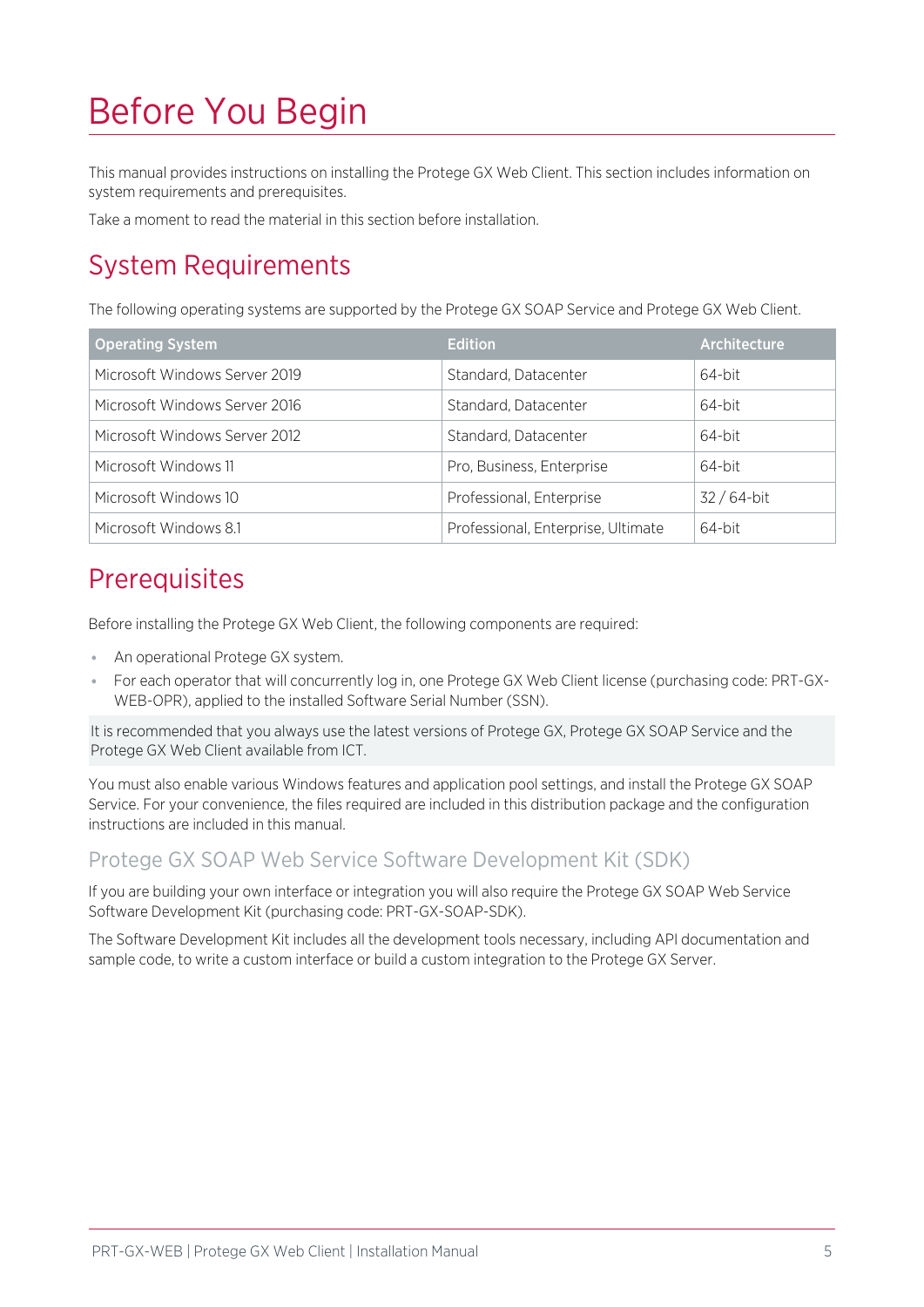# Before You Begin

This manual provides instructions on installing the Protege GX Web Client. This section includes information on system requirements and prerequisites.

Take a moment to read the material in this section before installation.

## System Requirements

The following operating systems are supported by the Protege GX SOAP Service and Protege GX Web Client.

| Operating System | Edition | Architecture |
|---|---|---|
| Microsoft Windows Server 2019 | Standard, Datacenter | 64-bit |
| Microsoft Windows Server 2016 | Standard, Datacenter | 64-bit |
| Microsoft Windows Server 2012 | Standard, Datacenter | 64-bit |
| Microsoft Windows 11 | Pro, Business, Enterprise | 64-bit |
| Microsoft Windows 10 | Professional, Enterprise | 32 / 64-bit |
| Microsoft Windows 8.1 | Professional, Enterprise, Ultimate | 64-bit |

## Prerequisites

Before installing the Protege GX Web Client, the following components are required:

- An operational Protege GX system.
- For each operator that will concurrently log in, one Protege GX Web Client license (purchasing code: PRT-GX-WEB-OPR), applied to the installed Software Serial Number (SSN).

It is recommended that you always use the latest versions of Protege GX, Protege GX SOAP Service and the Protege GX Web Client available from ICT.

You must also enable various Windows features and application pool settings, and install the Protege GX SOAP Service. For your convenience, the files required are included in this distribution package and the configuration instructions are included in this manual.

### Protege GX SOAP Web Service Software Development Kit (SDK)

If you are building your own interface or integration you will also require the Protege GX SOAP Web Service Software Development Kit (purchasing code: PRT-GX-SOAP-SDK).

The Software Development Kit includes all the development tools necessary, including API documentation and sample code, to write a custom interface or build a custom integration to the Protege GX Server.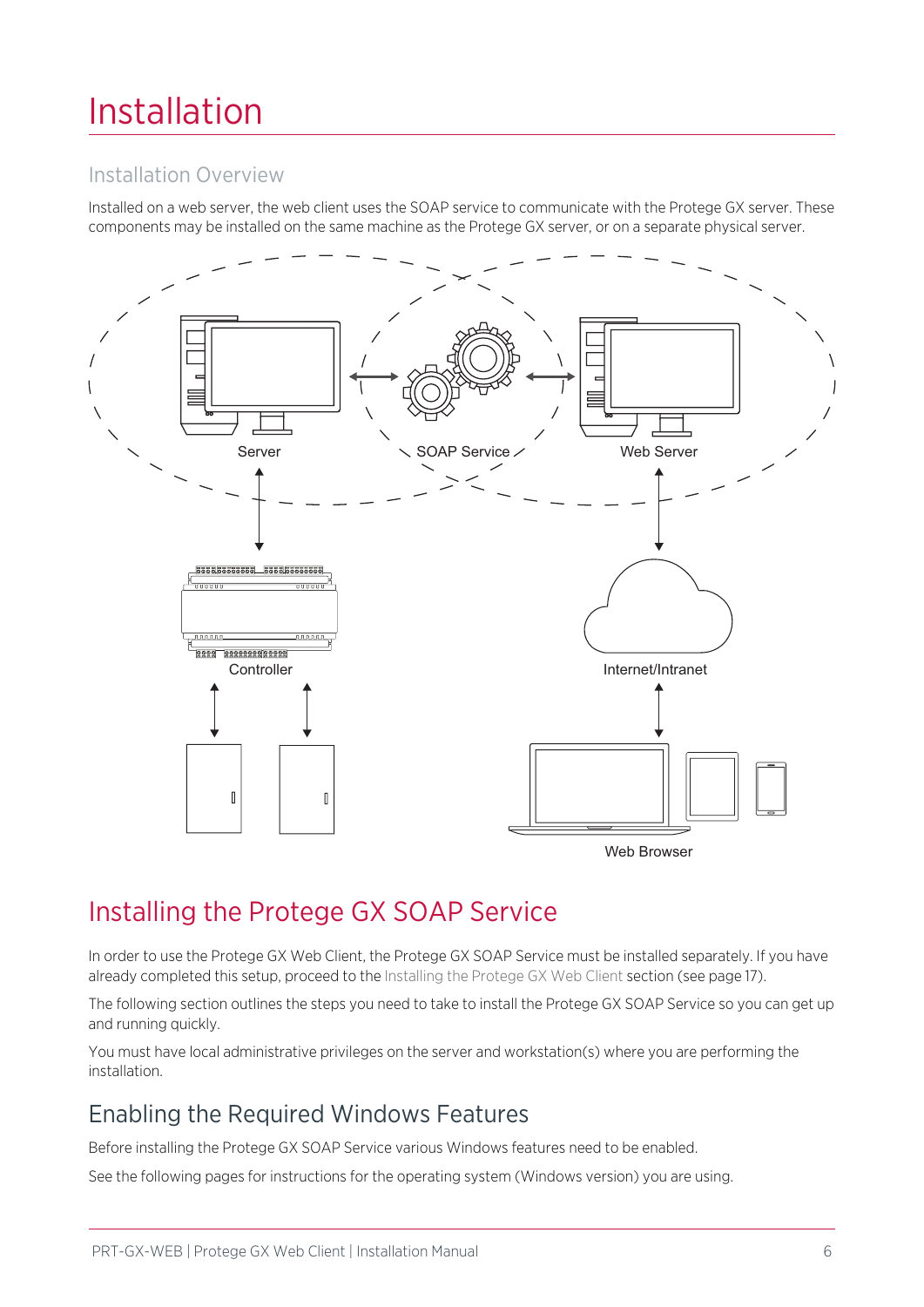# Installation

## Installation Overview

Installed on a web server, the web client uses the SOAP service to communicate with the Protege GX server. These components may be installed on the same machine as the Protege GX server, or on a separate physical server.

Server

SOAP Service

Web Server

Controller

Internet/Intranet

Web Browser

# Installing the Protege GX SOAP Service

In order to use the Protege GX Web Client, the Protege GX SOAP Service must be installed separately. If you have already completed this setup, proceed to the Installing the Protege GX Web Client section (see page 17).

The following section outlines the steps you need to take to install the Protege GX SOAP Service so you can get up and running quickly.

You must have local administrative privileges on the server and workstation(s) where you are performing the installation.

## Enabling the Required Windows Features

Before installing the Protege GX SOAP Service various Windows features need to be enabled.

See the following pages for instructions for the operating system (Windows version) you are using.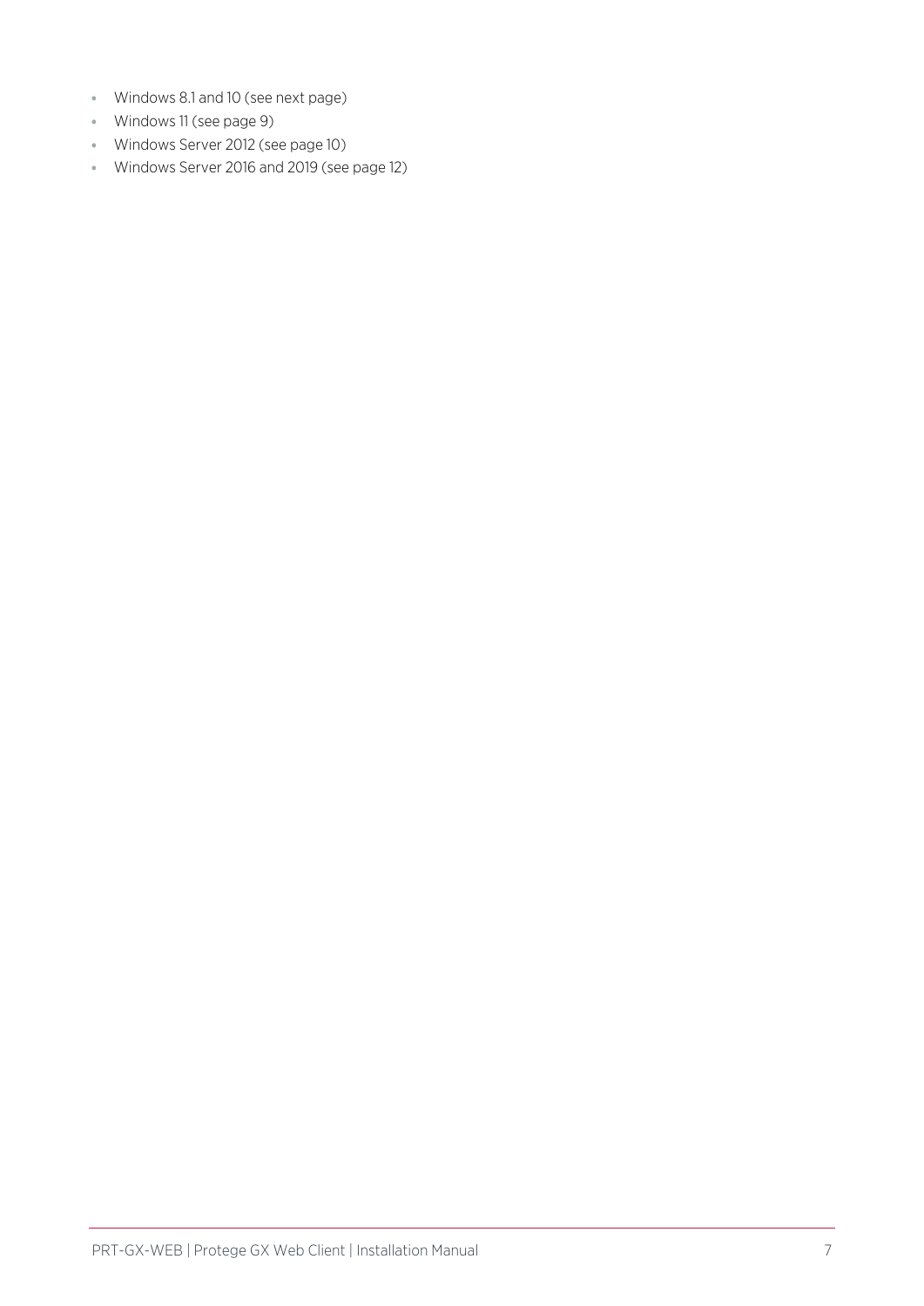- Windows 8.1 and 10 (see next page)
- Windows 11 (see page 9)
- Windows Server 2012 (see page 10)
- Windows Server 2016 and 2019 (see page 12)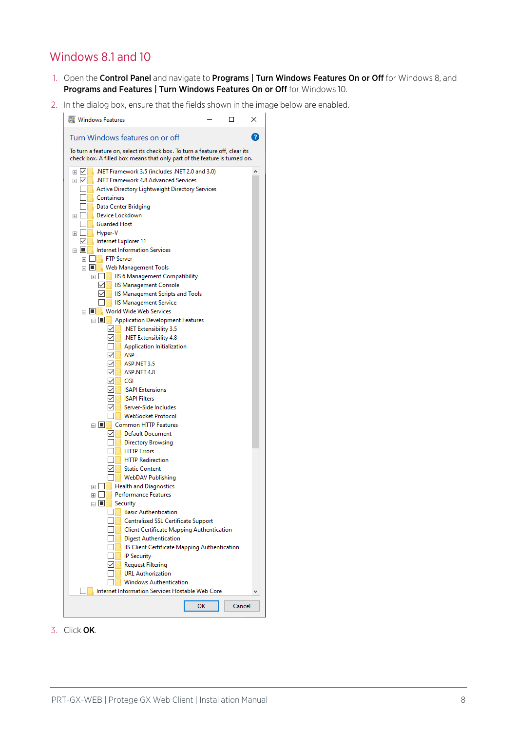## Windows 8.1 and 10

1. Open the **Control Panel** and navigate to **Programs | Turn Windows Features On or Off** for Windows 8, and **Programs and Features | Turn Windows Features On or Off** for Windows 10.
2. In the dialog box, ensure that the fields shown in the image below are enabled.
3. Click **OK**.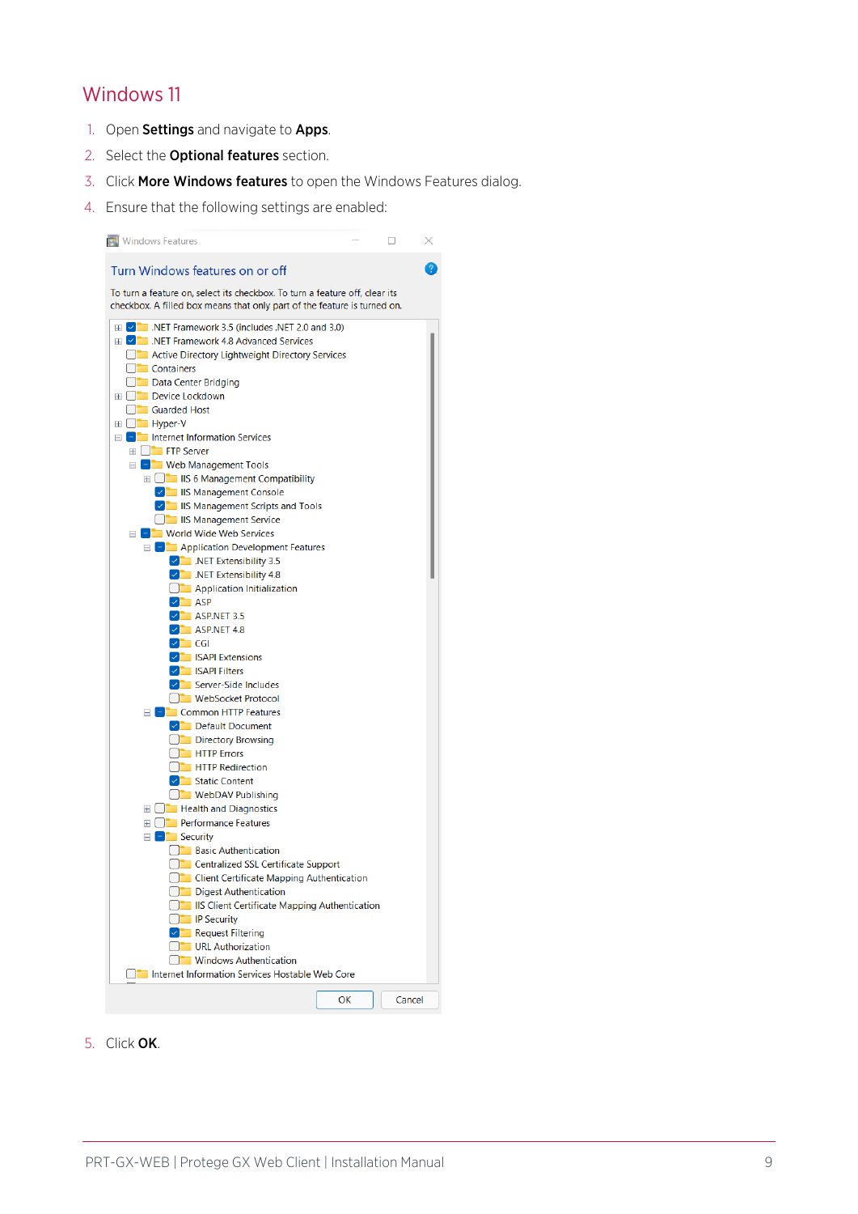# Windows 11

1. Open **Settings** and navigate to **Apps**.
2. Select the **Optional features** section.
3. Click **More Windows features** to open the Windows Features dialog.
4. Ensure that the following settings are enabled:

Windows Features

Turn Windows features on or off

To turn a feature on, select its checkbox. To turn a feature off, clear its checkbox. A filled box means that only part of the feature is turned on.

- [x] .NET Framework 3.5 (includes .NET 2.0 and 3.0)
- [x] .NET Framework 4.8 Advanced Services
- [ ] Active Directory Lightweight Directory Services
- [ ] Containers
- [ ] Data Center Bridging
- [ ] Device Lockdown
- [ ] Guarded Host
- [ ] Hyper-V
- [-] Internet Information Services
  - [ ] FTP Server
  - [-] Web Management Tools
    - [ ] IIS 6 Management Compatibility
    - [x] IIS Management Console
    - [x] IIS Management Scripts and Tools
    - [ ] IIS Management Service
  - [-] World Wide Web Services
    - [-] Application Development Features
      - [x] .NET Extensibility 3.5
      - [x] .NET Extensibility 4.8
      - [ ] Application Initialization
      - [x] ASP
      - [x] ASP.NET 3.5
      - [x] ASP.NET 4.8
      - [x] CGI
      - [x] ISAPI Extensions
      - [x] ISAPI Filters
      - [x] Server-Side Includes
      - [ ] WebSocket Protocol
    - [-] Common HTTP Features
      - [x] Default Document
      - [ ] Directory Browsing
      - [ ] HTTP Errors
      - [ ] HTTP Redirection
      - [x] Static Content
      - [ ] WebDAV Publishing
    - [ ] Health and Diagnostics
    - [ ] Performance Features
    - [-] Security
      - [ ] Basic Authentication
      - [ ] Centralized SSL Certificate Support
      - [ ] Client Certificate Mapping Authentication
      - [ ] Digest Authentication
      - [ ] IIS Client Certificate Mapping Authentication
      - [ ] IP Security
      - [x] Request Filtering
      - [ ] URL Authorization
      - [ ] Windows Authentication
- [ ] Internet Information Services Hostable Web Core

OK | Cancel

5. Click **OK**.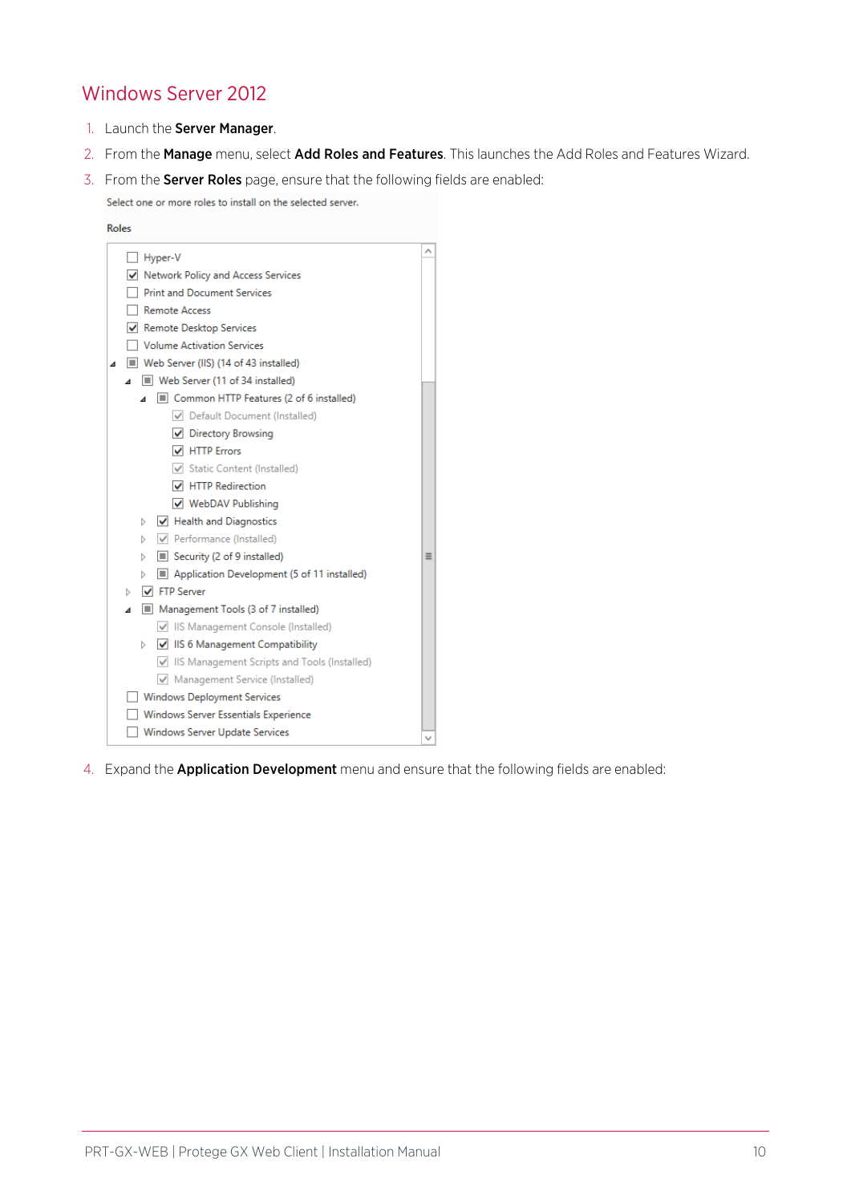## Windows Server 2012

1. Launch the **Server Manager**.
2. From the **Manage** menu, select **Add Roles and Features**. This launches the Add Roles and Features Wizard.
3. From the **Server Roles** page, ensure that the following fields are enabled:

   Select one or more roles to install on the selected server.

   **Roles**

   - [ ] Hyper-V
   - [x] Network Policy and Access Services
   - [ ] Print and Document Services
   - [ ] Remote Access
   - [x] Remote Desktop Services
   - [ ] Volume Activation Services
   - [■] Web Server (IIS) (14 of 43 installed)
     - [■] Web Server (11 of 34 installed)
       - [■] Common HTTP Features (2 of 6 installed)
         - [x] Default Document (Installed)
         - [x] Directory Browsing
         - [x] HTTP Errors
         - [x] Static Content (Installed)
         - [x] HTTP Redirection
         - [x] WebDAV Publishing
       - [x] Health and Diagnostics
       - [x] Performance (Installed)
       - [■] Security (2 of 9 installed)
       - [■] Application Development (5 of 11 installed)
     - [x] FTP Server
     - [■] Management Tools (3 of 7 installed)
       - [x] IIS Management Console (Installed)
       - [x] IIS 6 Management Compatibility
       - [x] IIS Management Scripts and Tools (Installed)
       - [x] Management Service (Installed)
   - [ ] Windows Deployment Services
   - [ ] Windows Server Essentials Experience
   - [ ] Windows Server Update Services

4. Expand the **Application Development** menu and ensure that the following fields are enabled: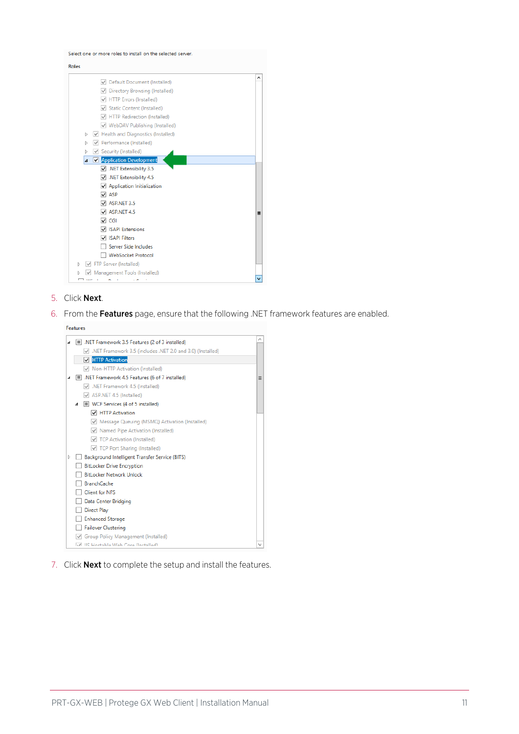Select one or more roles to install on the selected server.

Roles

- Default Document (Installed)
- Directory Browsing (Installed)
- HTTP Errors (Installed)
- Static Content (Installed)
- HTTP Redirection (Installed)
- WebDAV Publishing (Installed)
- Health and Diagnostics (Installed)
- Performance (Installed)
- Security (Installed)
- Application Development
  - .NET Extensibility 3.5
  - .NET Extensibility 4.5
  - Application Initialization
  - ASP
  - ASP.NET 3.5
  - ASP.NET 4.5
  - CGI
  - ISAPI Extensions
  - ISAPI Filters
  - Server Side Includes
  - WebSocket Protocol
- FTP Server (Installed)
- Management Tools (Installed)

5. Click **Next**.
6. From the **Features** page, ensure that the following .NET framework features are enabled.

Features

- .NET Framework 3.5 Features (2 of 3 installed)
  - .NET Framework 3.5 (includes .NET 2.0 and 3.0) (Installed)
  - HTTP Activation
  - Non-HTTP Activation (Installed)
- .NET Framework 4.5 Features (6 of 7 installed)
  - .NET Framework 4.5 (Installed)
  - ASP.NET 4.5 (Installed)
  - WCF Services (4 of 5 installed)
    - HTTP Activation
    - Message Queuing (MSMQ) Activation (Installed)
    - Named Pipe Activation (Installed)
    - TCP Activation (Installed)
    - TCP Port Sharing (Installed)
- Background Intelligent Transfer Service (BITS)
- BitLocker Drive Encryption
- BitLocker Network Unlock
- BranchCache
- Client for NFS
- Data Center Bridging
- Direct Play
- Enhanced Storage
- Failover Clustering
- Group Policy Management (Installed)
- IIS Hostable Web Core (Installed)

7. Click **Next** to complete the setup and install the features.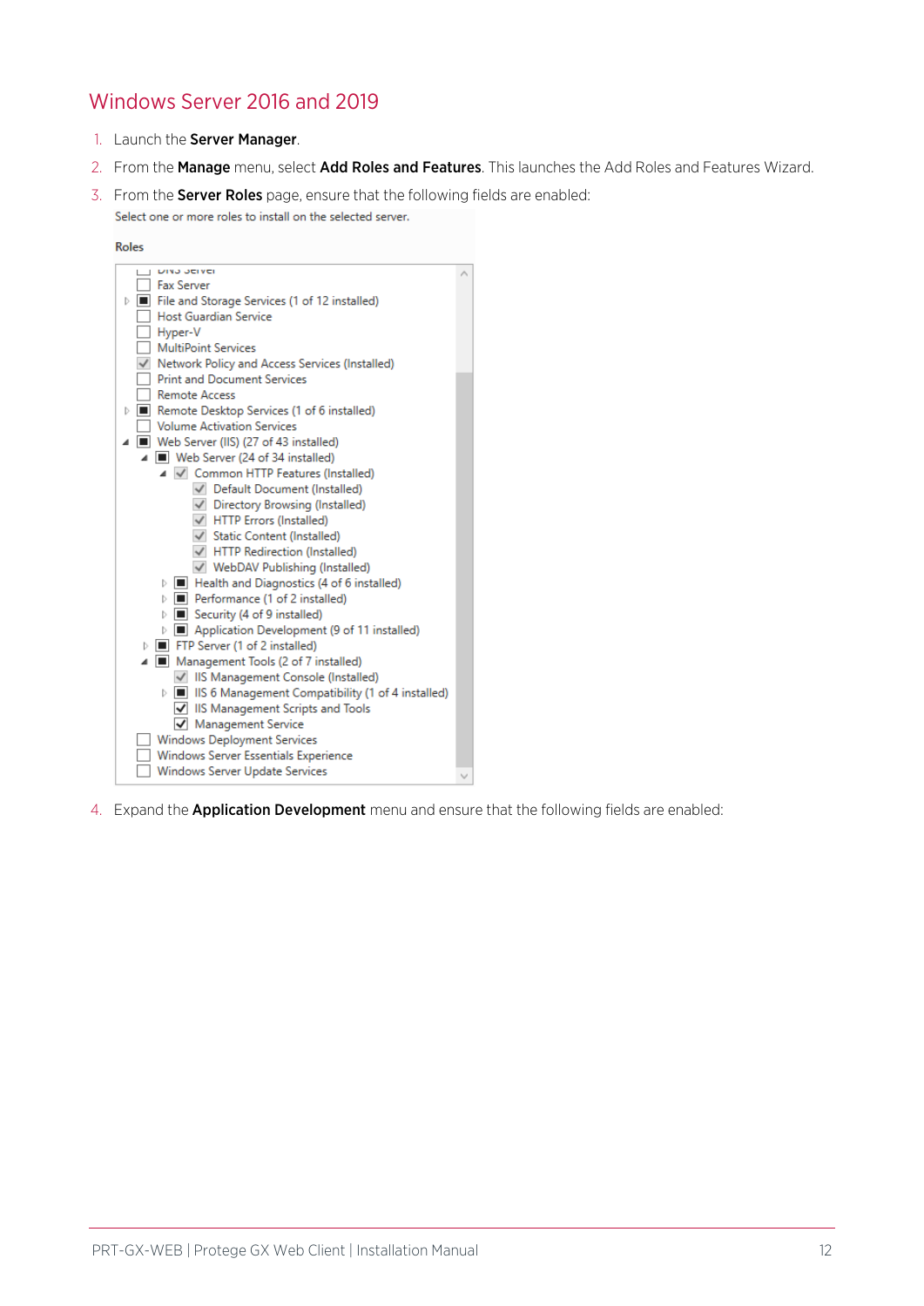## Windows Server 2016 and 2019

1. Launch the **Server Manager**.
2. From the **Manage** menu, select **Add Roles and Features**. This launches the Add Roles and Features Wizard.
3. From the **Server Roles** page, ensure that the following fields are enabled:

Select one or more roles to install on the selected server.

**Roles**

- DNS Server
- Fax Server
- File and Storage Services (1 of 12 installed)
- Host Guardian Service
- Hyper-V
- MultiPoint Services
- Network Policy and Access Services (Installed)
- Print and Document Services
- Remote Access
- Remote Desktop Services (1 of 6 installed)
- Volume Activation Services
- Web Server (IIS) (27 of 43 installed)
  - Web Server (24 of 34 installed)
    - Common HTTP Features (Installed)
      - Default Document (Installed)
      - Directory Browsing (Installed)
      - HTTP Errors (Installed)
      - Static Content (Installed)
      - HTTP Redirection (Installed)
      - WebDAV Publishing (Installed)
    - Health and Diagnostics (4 of 6 installed)
    - Performance (1 of 2 installed)
    - Security (4 of 9 installed)
    - Application Development (9 of 11 installed)
  - FTP Server (1 of 2 installed)
  - Management Tools (2 of 7 installed)
    - IIS Management Console (Installed)
    - IIS 6 Management Compatibility (1 of 4 installed)
    - IIS Management Scripts and Tools
    - Management Service
- Windows Deployment Services
- Windows Server Essentials Experience
- Windows Server Update Services

4. Expand the **Application Development** menu and ensure that the following fields are enabled: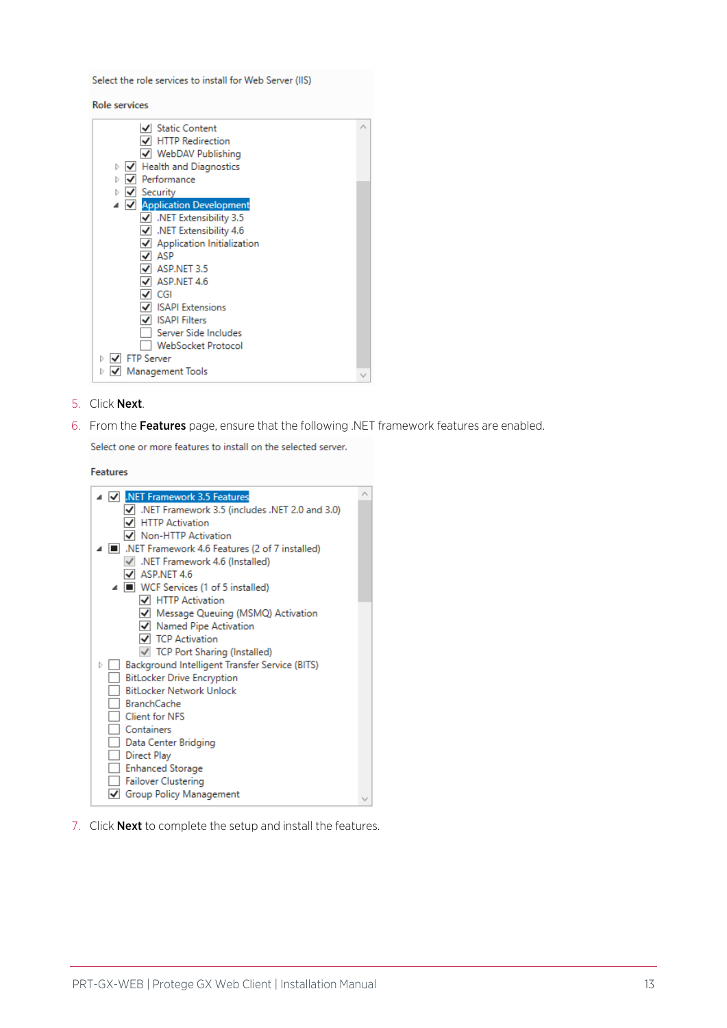Select the role services to install for Web Server (IIS)

**Role services**

- [x] Static Content
- [x] HTTP Redirection
- [x] WebDAV Publishing
- [x] Health and Diagnostics
- [x] Performance
- [x] Security
- [x] Application Development
  - [x] .NET Extensibility 3.5
  - [x] .NET Extensibility 4.6
  - [x] Application Initialization
  - [x] ASP
  - [x] ASP.NET 3.5
  - [x] ASP.NET 4.6
  - [x] CGI
  - [x] ISAPI Extensions
  - [x] ISAPI Filters
  - [ ] Server Side Includes
  - [ ] WebSocket Protocol
- [x] FTP Server
- [x] Management Tools

5. Click **Next**.
6. From the **Features** page, ensure that the following .NET framework features are enabled.

Select one or more features to install on the selected server.

**Features**

- [x] .NET Framework 3.5 Features
  - [x] .NET Framework 3.5 (includes .NET 2.0 and 3.0)
  - [x] HTTP Activation
  - [x] Non-HTTP Activation
- [■] .NET Framework 4.6 Features (2 of 7 installed)
  - [x] .NET Framework 4.6 (Installed)
  - [x] ASP.NET 4.6
  - [■] WCF Services (1 of 5 installed)
    - [x] HTTP Activation
    - [x] Message Queuing (MSMQ) Activation
    - [x] Named Pipe Activation
    - [x] TCP Activation
    - [x] TCP Port Sharing (Installed)
- [ ] Background Intelligent Transfer Service (BITS)
- [ ] BitLocker Drive Encryption
- [ ] BitLocker Network Unlock
- [ ] BranchCache
- [ ] Client for NFS
- [ ] Containers
- [ ] Data Center Bridging
- [ ] Direct Play
- [ ] Enhanced Storage
- [ ] Failover Clustering
- [x] Group Policy Management

7. Click **Next** to complete the setup and install the features.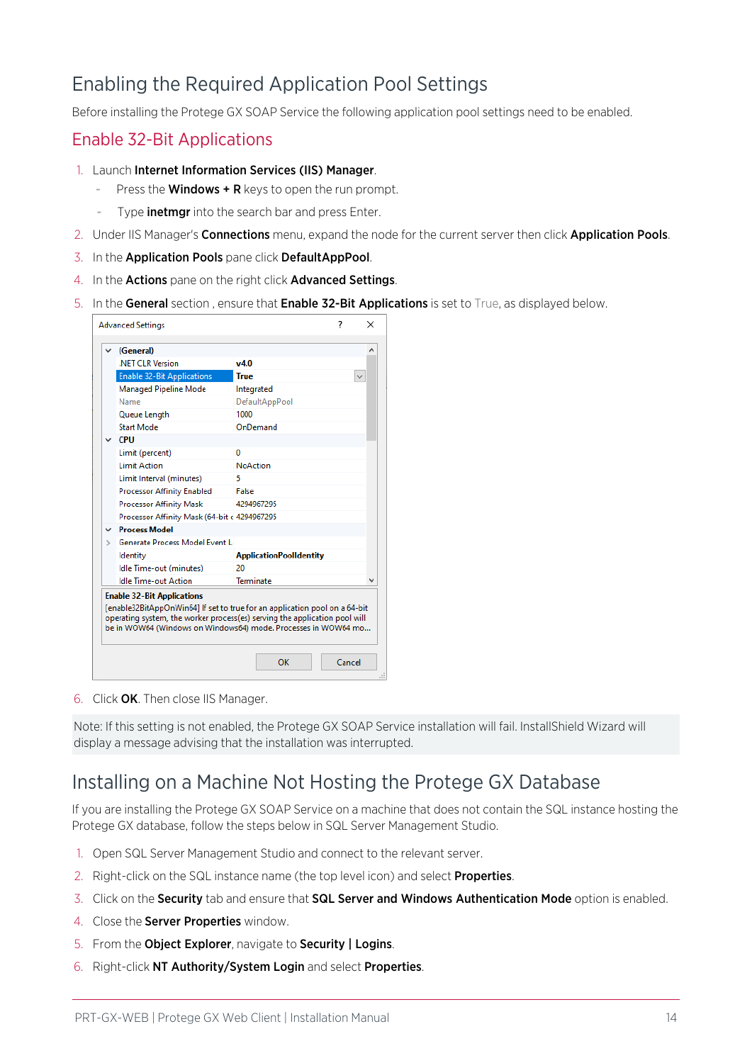# Enabling the Required Application Pool Settings

Before installing the Protege GX SOAP Service the following application pool settings need to be enabled.

## Enable 32-Bit Applications

1. Launch **Internet Information Services (IIS) Manager**.
   - Press the **Windows + R** keys to open the run prompt.
   - Type **inetmgr** into the search bar and press Enter.
2. Under IIS Manager's **Connections** menu, expand the node for the current server then click **Application Pools**.
3. In the **Application Pools** pane click **DefaultAppPool**.
4. In the **Actions** pane on the right click **Advanced Settings**.
5. In the **General** section , ensure that **Enable 32-Bit Applications** is set to True, as displayed below.
6. Click **OK**. Then close IIS Manager.

Note: If this setting is not enabled, the Protege GX SOAP Service installation will fail. InstallShield Wizard will display a message advising that the installation was interrupted.

# Installing on a Machine Not Hosting the Protege GX Database

If you are installing the Protege GX SOAP Service on a machine that does not contain the SQL instance hosting the Protege GX database, follow the steps below in SQL Server Management Studio.

1. Open SQL Server Management Studio and connect to the relevant server.
2. Right-click on the SQL instance name (the top level icon) and select **Properties**.
3. Click on the **Security** tab and ensure that **SQL Server and Windows Authentication Mode** option is enabled.
4. Close the **Server Properties** window.
5. From the **Object Explorer**, navigate to **Security | Logins**.
6. Right-click **NT Authority/System Login** and select **Properties**.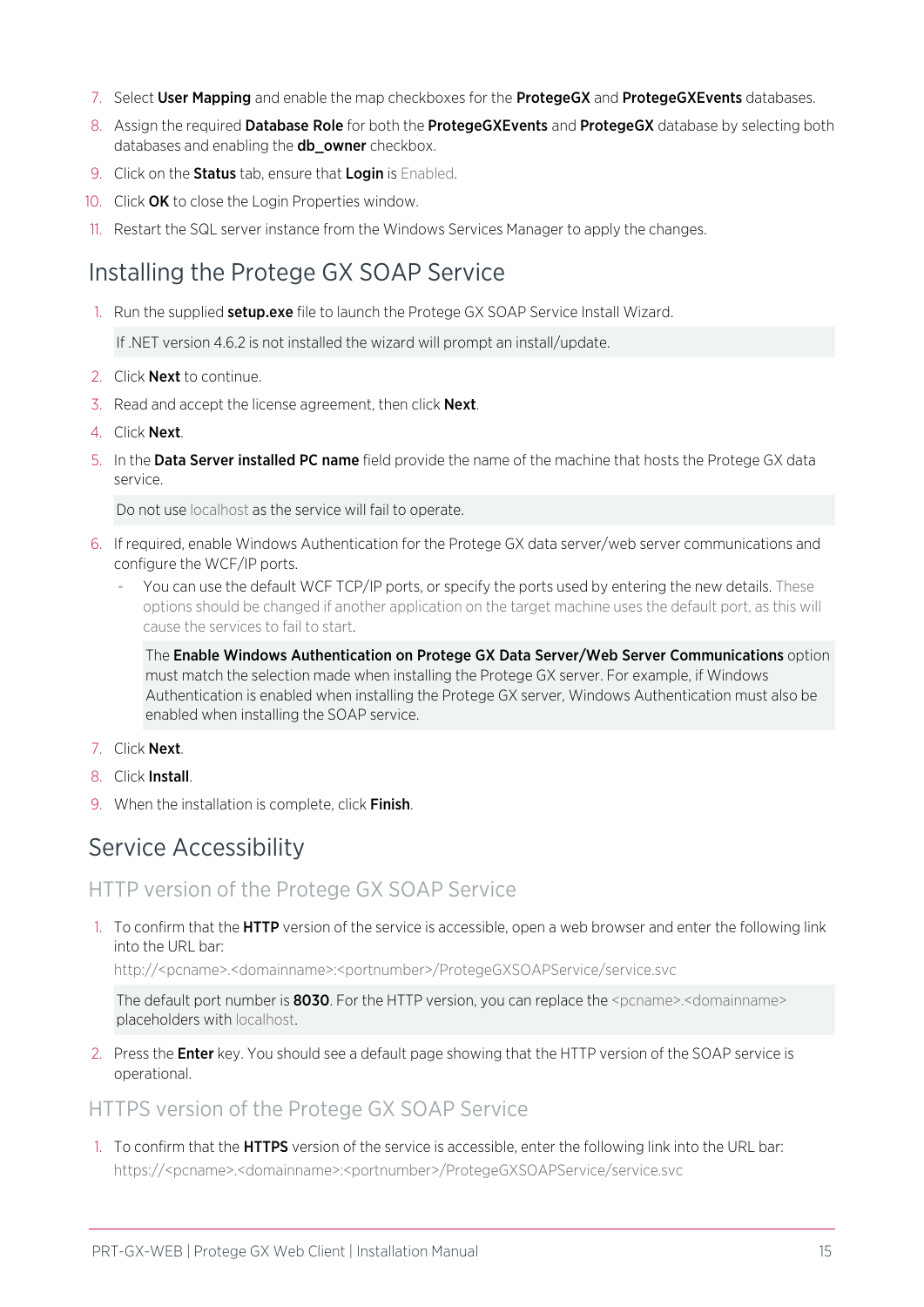7. Select **User Mapping** and enable the map checkboxes for the **ProtegeGX** and **ProtegeGXEvents** databases.
8. Assign the required **Database Role** for both the **ProtegeGXEvents** and **ProtegeGX** database by selecting both databases and enabling the **db_owner** checkbox.
9. Click on the **Status** tab, ensure that **Login** is Enabled.
10. Click **OK** to close the Login Properties window.
11. Restart the SQL server instance from the Windows Services Manager to apply the changes.

## Installing the Protege GX SOAP Service

1. Run the supplied **setup.exe** file to launch the Protege GX SOAP Service Install Wizard.

   If .NET version 4.6.2 is not installed the wizard will prompt an install/update.

2. Click **Next** to continue.
3. Read and accept the license agreement, then click **Next**.
4. Click **Next**.
5. In the **Data Server installed PC name** field provide the name of the machine that hosts the Protege GX data service.

   Do not use localhost as the service will fail to operate.

6. If required, enable Windows Authentication for the Protege GX data server/web server communications and configure the WCF/IP ports.
   - You can use the default WCF TCP/IP ports, or specify the ports used by entering the new details. These options should be changed if another application on the target machine uses the default port, as this will cause the services to fail to start.

     The **Enable Windows Authentication on Protege GX Data Server/Web Server Communications** option must match the selection made when installing the Protege GX server. For example, if Windows Authentication is enabled when installing the Protege GX server, Windows Authentication must also be enabled when installing the SOAP service.

7. Click **Next**.
8. Click **Install**.
9. When the installation is complete, click **Finish**.

## Service Accessibility

### HTTP version of the Protege GX SOAP Service

1. To confirm that the **HTTP** version of the service is accessible, open a web browser and enter the following link into the URL bar:

   http://<pcname>.<domainname>:<portnumber>/ProtegeGXSOAPService/service.svc

   The default port number is **8030**. For the HTTP version, you can replace the <pcname>.<domainname> placeholders with localhost.

2. Press the **Enter** key. You should see a default page showing that the HTTP version of the SOAP service is operational.

### HTTPS version of the Protege GX SOAP Service

1. To confirm that the **HTTPS** version of the service is accessible, enter the following link into the URL bar:

   https://<pcname>.<domainname>:<portnumber>/ProtegeGXSOAPService/service.svc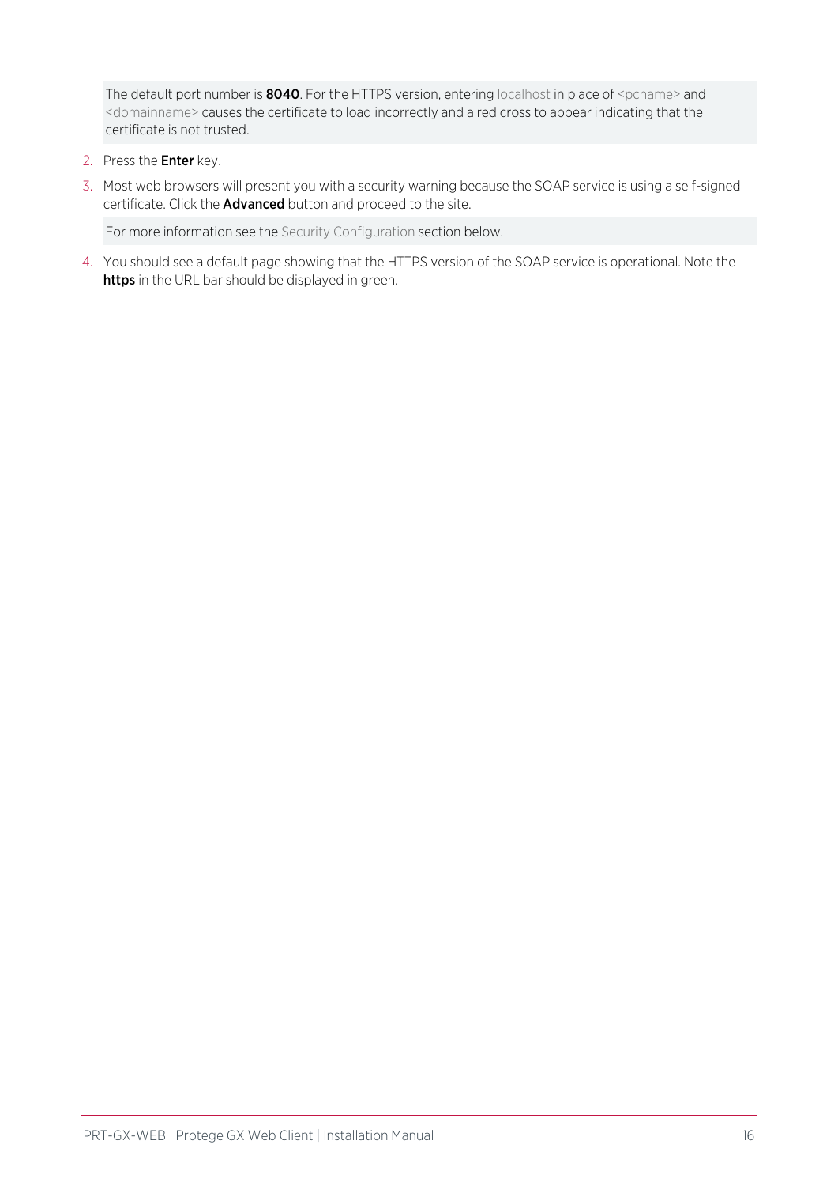The default port number is **8040**. For the HTTPS version, entering localhost in place of <pcname> and <domainname> causes the certificate to load incorrectly and a red cross to appear indicating that the certificate is not trusted.

2. Press the **Enter** key.
3. Most web browsers will present you with a security warning because the SOAP service is using a self-signed certificate. Click the **Advanced** button and proceed to the site.

   For more information see the Security Configuration section below.

4. You should see a default page showing that the HTTPS version of the SOAP service is operational. Note the **https** in the URL bar should be displayed in green.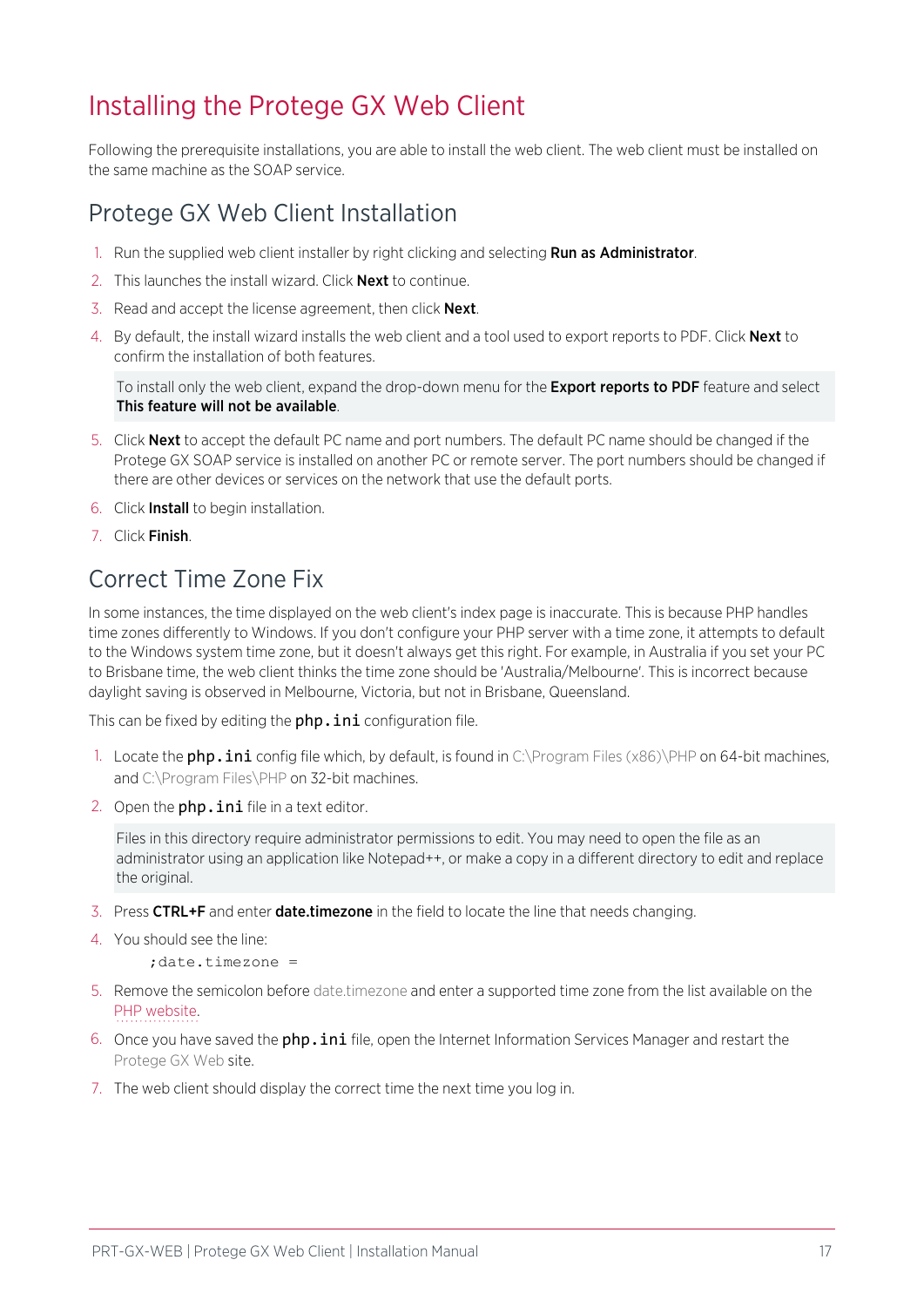# Installing the Protege GX Web Client

Following the prerequisite installations, you are able to install the web client. The web client must be installed on the same machine as the SOAP service.

## Protege GX Web Client Installation

1. Run the supplied web client installer by right clicking and selecting **Run as Administrator**.
2. This launches the install wizard. Click **Next** to continue.
3. Read and accept the license agreement, then click **Next**.
4. By default, the install wizard installs the web client and a tool used to export reports to PDF. Click **Next** to confirm the installation of both features.

   To install only the web client, expand the drop-down menu for the **Export reports to PDF** feature and select **This feature will not be available**.

5. Click **Next** to accept the default PC name and port numbers. The default PC name should be changed if the Protege GX SOAP service is installed on another PC or remote server. The port numbers should be changed if there are other devices or services on the network that use the default ports.
6. Click **Install** to begin installation.
7. Click **Finish**.

## Correct Time Zone Fix

In some instances, the time displayed on the web client's index page is inaccurate. This is because PHP handles time zones differently to Windows. If you don't configure your PHP server with a time zone, it attempts to default to the Windows system time zone, but it doesn't always get this right. For example, in Australia if you set your PC to Brisbane time, the web client thinks the time zone should be 'Australia/Melbourne'. This is incorrect because daylight saving is observed in Melbourne, Victoria, but not in Brisbane, Queensland.

This can be fixed by editing the `php.ini` configuration file.

1. Locate the `php.ini` config file which, by default, is found in C:\Program Files (x86)\PHP on 64-bit machines, and C:\Program Files\PHP on 32-bit machines.
2. Open the `php.ini` file in a text editor.

   Files in this directory require administrator permissions to edit. You may need to open the file as an administrator using an application like Notepad++, or make a copy in a different directory to edit and replace the original.

3. Press **CTRL+F** and enter **date.timezone** in the field to locate the line that needs changing.
4. You should see the line:

   ```
   ;date.timezone =
   ```

5. Remove the semicolon before date.timezone and enter a supported time zone from the list available on the PHP website.
6. Once you have saved the `php.ini` file, open the Internet Information Services Manager and restart the Protege GX Web site.
7. The web client should display the correct time the next time you log in.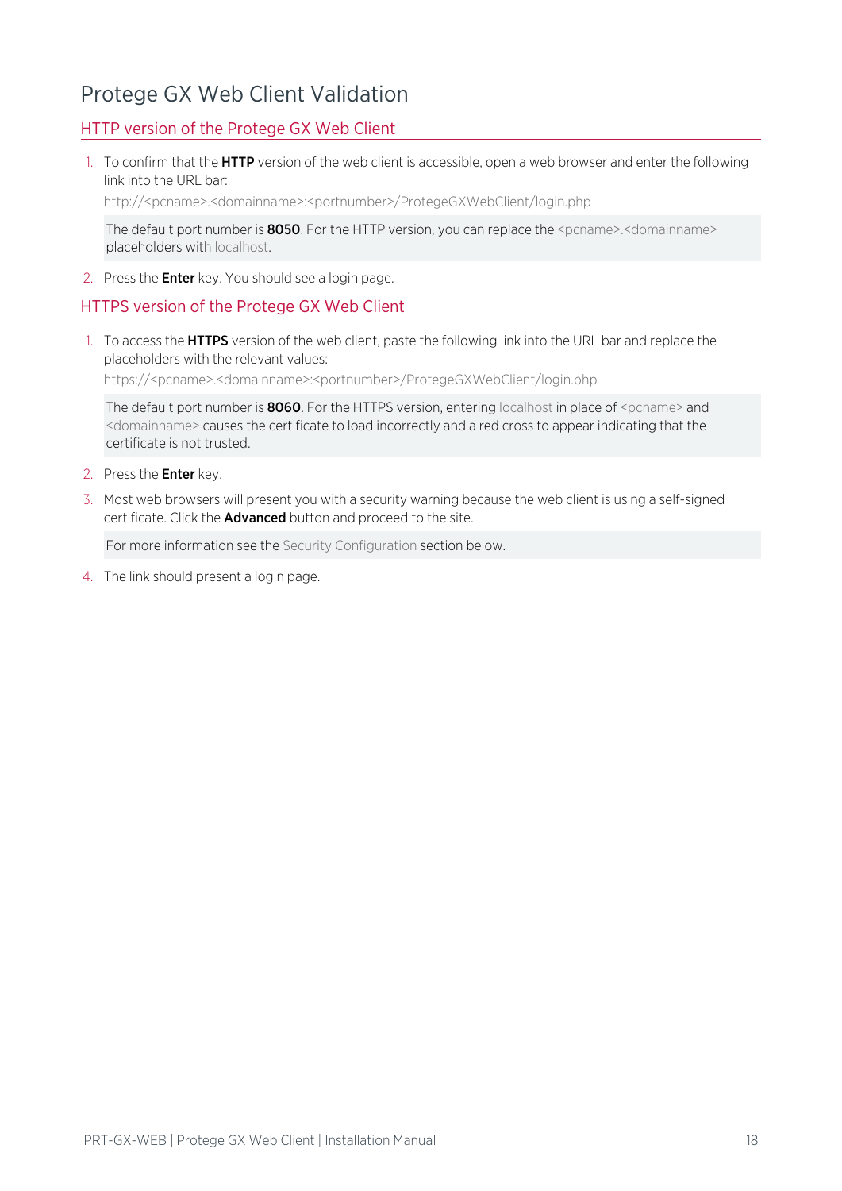# Protege GX Web Client Validation

## HTTP version of the Protege GX Web Client

1. To confirm that the **HTTP** version of the web client is accessible, open a web browser and enter the following link into the URL bar:

   http://<pcname>.<domainname>:<portnumber>/ProtegeGXWebClient/login.php

   The default port number is **8050**. For the HTTP version, you can replace the <pcname>.<domainname> placeholders with localhost.

2. Press the **Enter** key. You should see a login page.

## HTTPS version of the Protege GX Web Client

1. To access the **HTTPS** version of the web client, paste the following link into the URL bar and replace the placeholders with the relevant values:

   https://<pcname>.<domainname>:<portnumber>/ProtegeGXWebClient/login.php

   The default port number is **8060**. For the HTTPS version, entering localhost in place of <pcname> and <domainname> causes the certificate to load incorrectly and a red cross to appear indicating that the certificate is not trusted.

2. Press the **Enter** key.

3. Most web browsers will present you with a security warning because the web client is using a self-signed certificate. Click the **Advanced** button and proceed to the site.

   For more information see the Security Configuration section below.

4. The link should present a login page.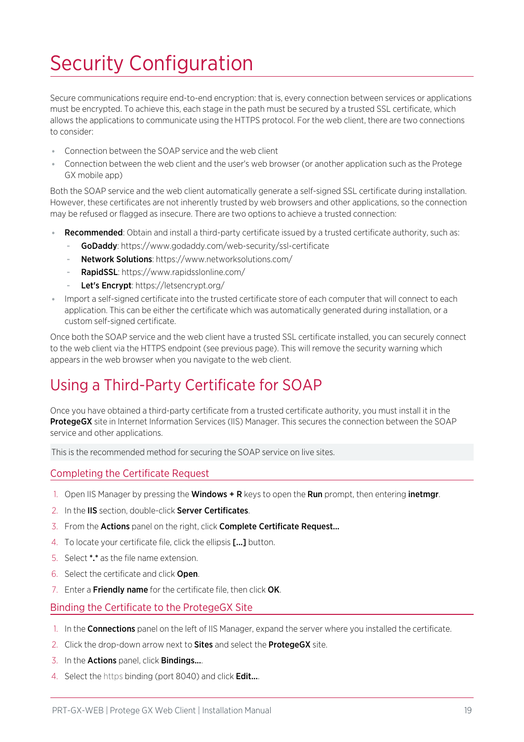# Security Configuration

Secure communications require end-to-end encryption: that is, every connection between services or applications must be encrypted. To achieve this, each stage in the path must be secured by a trusted SSL certificate, which allows the applications to communicate using the HTTPS protocol. For the web client, there are two connections to consider:

- Connection between the SOAP service and the web client
- Connection between the web client and the user's web browser (or another application such as the Protege GX mobile app)

Both the SOAP service and the web client automatically generate a self-signed SSL certificate during installation. However, these certificates are not inherently trusted by web browsers and other applications, so the connection may be refused or flagged as insecure. There are two options to achieve a trusted connection:

- **Recommended**: Obtain and install a third-party certificate issued by a trusted certificate authority, such as:
  - **GoDaddy**: https://www.godaddy.com/web-security/ssl-certificate
  - **Network Solutions**: https://www.networksolutions.com/
  - **RapidSSL**: https://www.rapidsslonline.com/
  - **Let's Encrypt**: https://letsencrypt.org/
- Import a self-signed certificate into the trusted certificate store of each computer that will connect to each application. This can be either the certificate which was automatically generated during installation, or a custom self-signed certificate.

Once both the SOAP service and the web client have a trusted SSL certificate installed, you can securely connect to the web client via the HTTPS endpoint (see previous page). This will remove the security warning which appears in the web browser when you navigate to the web client.

## Using a Third-Party Certificate for SOAP

Once you have obtained a third-party certificate from a trusted certificate authority, you must install it in the **ProtegeGX** site in Internet Information Services (IIS) Manager. This secures the connection between the SOAP service and other applications.

This is the recommended method for securing the SOAP service on live sites.

### Completing the Certificate Request

1. Open IIS Manager by pressing the **Windows + R** keys to open the **Run** prompt, then entering **inetmgr**.
2. In the **IIS** section, double-click **Server Certificates**.
3. From the **Actions** panel on the right, click **Complete Certificate Request...**
4. To locate your certificate file, click the ellipsis **[...]** button.
5. Select ***.*** as the file name extension.
6. Select the certificate and click **Open**.
7. Enter a **Friendly name** for the certificate file, then click **OK**.

### Binding the Certificate to the ProtegeGX Site

1. In the **Connections** panel on the left of IIS Manager, expand the server where you installed the certificate.
2. Click the drop-down arrow next to **Sites** and select the **ProtegeGX** site.
3. In the **Actions** panel, click **Bindings...**.
4. Select the https binding (port 8040) and click **Edit...**.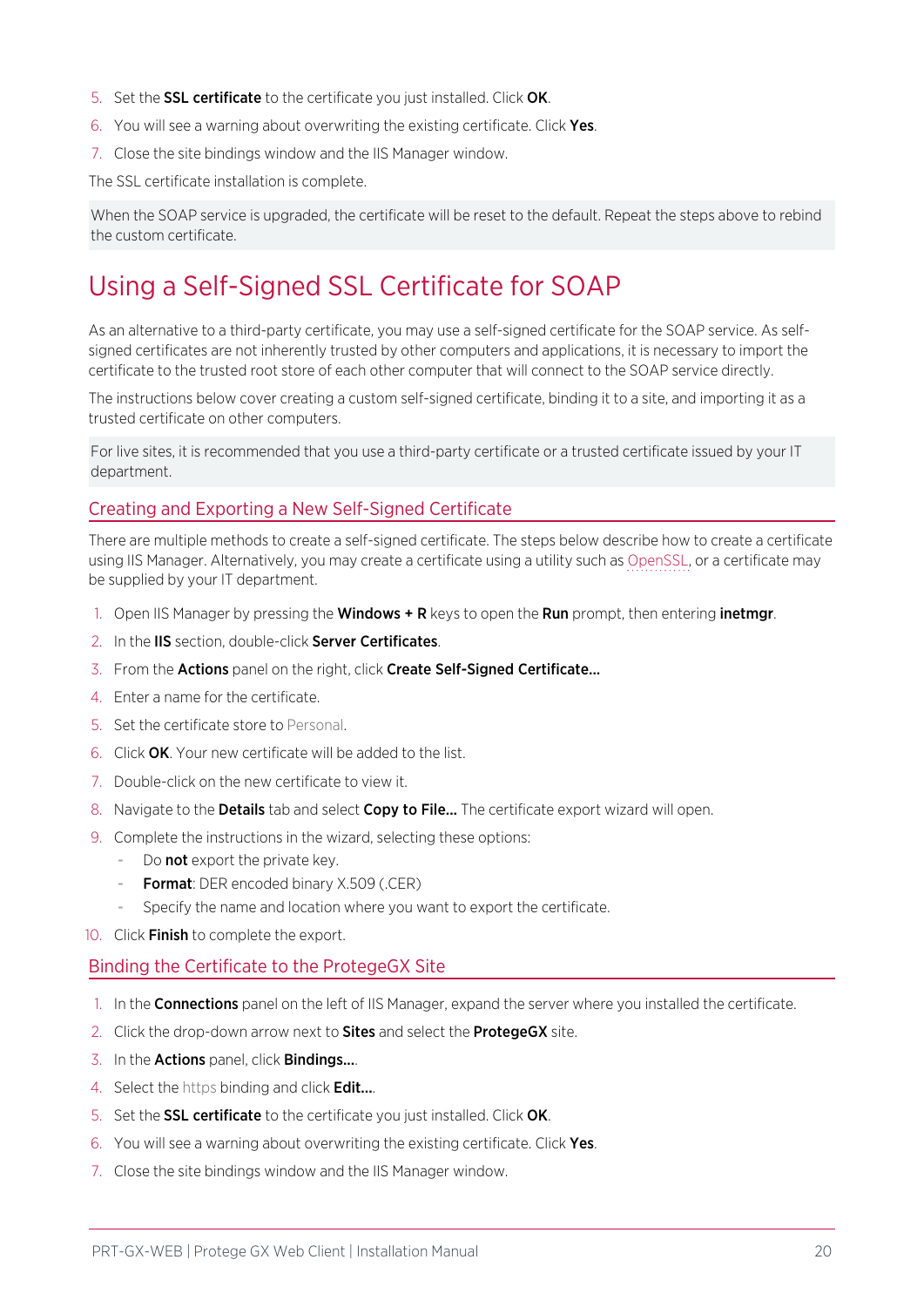5. Set the **SSL certificate** to the certificate you just installed. Click **OK**.
6. You will see a warning about overwriting the existing certificate. Click **Yes**.
7. Close the site bindings window and the IIS Manager window.

The SSL certificate installation is complete.

> When the SOAP service is upgraded, the certificate will be reset to the default. Repeat the steps above to rebind the custom certificate.

# Using a Self-Signed SSL Certificate for SOAP

As an alternative to a third-party certificate, you may use a self-signed certificate for the SOAP service. As self-signed certificates are not inherently trusted by other computers and applications, it is necessary to import the certificate to the trusted root store of each other computer that will connect to the SOAP service directly.

The instructions below cover creating a custom self-signed certificate, binding it to a site, and importing it as a trusted certificate on other computers.

> For live sites, it is recommended that you use a third-party certificate or a trusted certificate issued by your IT department.

## Creating and Exporting a New Self-Signed Certificate

There are multiple methods to create a self-signed certificate. The steps below describe how to create a certificate using IIS Manager. Alternatively, you may create a certificate using a utility such as OpenSSL, or a certificate may be supplied by your IT department.

1. Open IIS Manager by pressing the **Windows + R** keys to open the **Run** prompt, then entering **inetmgr**.
2. In the **IIS** section, double-click **Server Certificates**.
3. From the **Actions** panel on the right, click **Create Self-Signed Certificate...**
4. Enter a name for the certificate.
5. Set the certificate store to Personal.
6. Click **OK**. Your new certificate will be added to the list.
7. Double-click on the new certificate to view it.
8. Navigate to the **Details** tab and select **Copy to File...** The certificate export wizard will open.
9. Complete the instructions in the wizard, selecting these options:
   - Do **not** export the private key.
   - **Format**: DER encoded binary X.509 (.CER)
   - Specify the name and location where you want to export the certificate.
10. Click **Finish** to complete the export.

## Binding the Certificate to the ProtegeGX Site

1. In the **Connections** panel on the left of IIS Manager, expand the server where you installed the certificate.
2. Click the drop-down arrow next to **Sites** and select the **ProtegeGX** site.
3. In the **Actions** panel, click **Bindings...**.
4. Select the https binding and click **Edit...**.
5. Set the **SSL certificate** to the certificate you just installed. Click **OK**.
6. You will see a warning about overwriting the existing certificate. Click **Yes**.
7. Close the site bindings window and the IIS Manager window.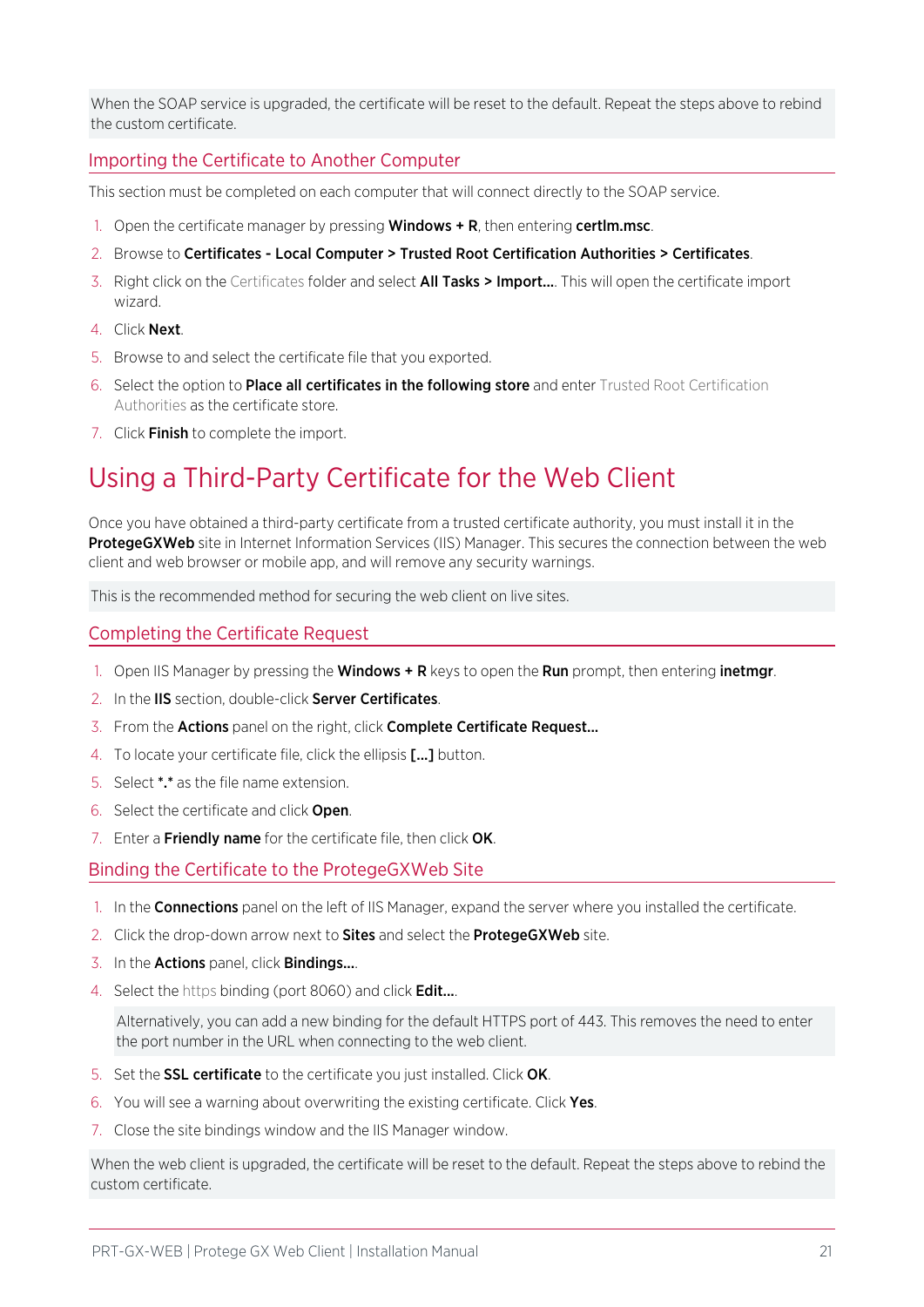When the SOAP service is upgraded, the certificate will be reset to the default. Repeat the steps above to rebind the custom certificate.

### Importing the Certificate to Another Computer

This section must be completed on each computer that will connect directly to the SOAP service.

1. Open the certificate manager by pressing **Windows + R**, then entering **certlm.msc**.
2. Browse to **Certificates - Local Computer > Trusted Root Certification Authorities > Certificates**.
3. Right click on the Certificates folder and select **All Tasks > Import...**. This will open the certificate import wizard.
4. Click **Next**.
5. Browse to and select the certificate file that you exported.
6. Select the option to **Place all certificates in the following store** and enter Trusted Root Certification Authorities as the certificate store.
7. Click **Finish** to complete the import.

## Using a Third-Party Certificate for the Web Client

Once you have obtained a third-party certificate from a trusted certificate authority, you must install it in the **ProtegeGXWeb** site in Internet Information Services (IIS) Manager. This secures the connection between the web client and web browser or mobile app, and will remove any security warnings.

This is the recommended method for securing the web client on live sites.

### Completing the Certificate Request

1. Open IIS Manager by pressing the **Windows + R** keys to open the **Run** prompt, then entering **inetmgr**.
2. In the **IIS** section, double-click **Server Certificates**.
3. From the **Actions** panel on the right, click **Complete Certificate Request...**
4. To locate your certificate file, click the ellipsis **[...]** button.
5. Select ***.*** as the file name extension.
6. Select the certificate and click **Open**.
7. Enter a **Friendly name** for the certificate file, then click **OK**.

### Binding the Certificate to the ProtegeGXWeb Site

1. In the **Connections** panel on the left of IIS Manager, expand the server where you installed the certificate.
2. Click the drop-down arrow next to **Sites** and select the **ProtegeGXWeb** site.
3. In the **Actions** panel, click **Bindings...**.
4. Select the https binding (port 8060) and click **Edit...**.

   Alternatively, you can add a new binding for the default HTTPS port of 443. This removes the need to enter the port number in the URL when connecting to the web client.

5. Set the **SSL certificate** to the certificate you just installed. Click **OK**.
6. You will see a warning about overwriting the existing certificate. Click **Yes**.
7. Close the site bindings window and the IIS Manager window.

When the web client is upgraded, the certificate will be reset to the default. Repeat the steps above to rebind the custom certificate.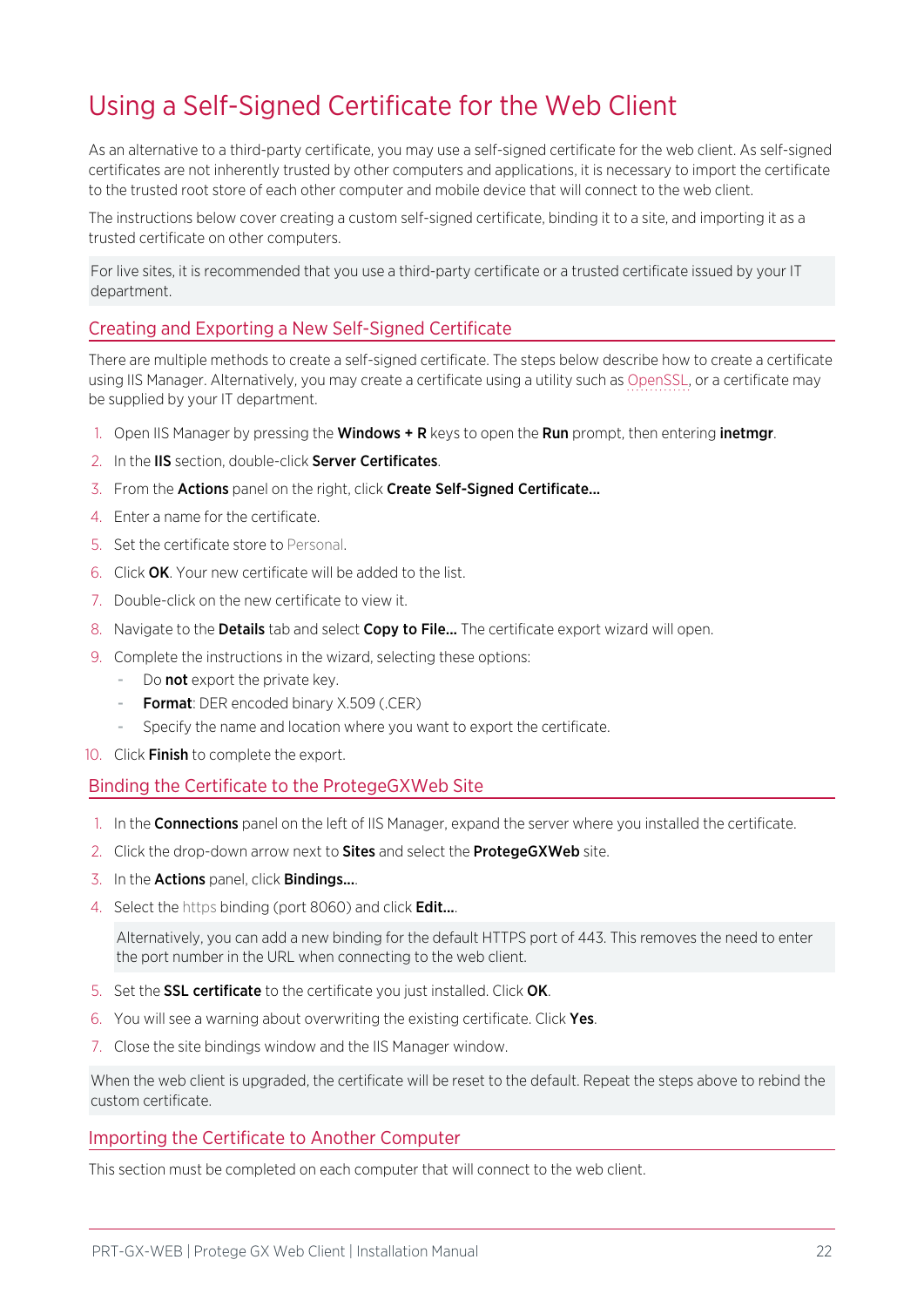# Using a Self-Signed Certificate for the Web Client

As an alternative to a third-party certificate, you may use a self-signed certificate for the web client. As self-signed certificates are not inherently trusted by other computers and applications, it is necessary to import the certificate to the trusted root store of each other computer and mobile device that will connect to the web client.

The instructions below cover creating a custom self-signed certificate, binding it to a site, and importing it as a trusted certificate on other computers.

> For live sites, it is recommended that you use a third-party certificate or a trusted certificate issued by your IT department.

## Creating and Exporting a New Self-Signed Certificate

There are multiple methods to create a self-signed certificate. The steps below describe how to create a certificate using IIS Manager. Alternatively, you may create a certificate using a utility such as OpenSSL, or a certificate may be supplied by your IT department.

1. Open IIS Manager by pressing the **Windows + R** keys to open the **Run** prompt, then entering **inetmgr**.
2. In the **IIS** section, double-click **Server Certificates**.
3. From the **Actions** panel on the right, click **Create Self-Signed Certificate...**
4. Enter a name for the certificate.
5. Set the certificate store to Personal.
6. Click **OK**. Your new certificate will be added to the list.
7. Double-click on the new certificate to view it.
8. Navigate to the **Details** tab and select **Copy to File...** The certificate export wizard will open.
9. Complete the instructions in the wizard, selecting these options:
   - Do **not** export the private key.
   - **Format**: DER encoded binary X.509 (.CER)
   - Specify the name and location where you want to export the certificate.
10. Click **Finish** to complete the export.

## Binding the Certificate to the ProtegeGXWeb Site

1. In the **Connections** panel on the left of IIS Manager, expand the server where you installed the certificate.
2. Click the drop-down arrow next to **Sites** and select the **ProtegeGXWeb** site.
3. In the **Actions** panel, click **Bindings...**.
4. Select the https binding (port 8060) and click **Edit...**.

   > Alternatively, you can add a new binding for the default HTTPS port of 443. This removes the need to enter the port number in the URL when connecting to the web client.

5. Set the **SSL certificate** to the certificate you just installed. Click **OK**.
6. You will see a warning about overwriting the existing certificate. Click **Yes**.
7. Close the site bindings window and the IIS Manager window.

> When the web client is upgraded, the certificate will be reset to the default. Repeat the steps above to rebind the custom certificate.

## Importing the Certificate to Another Computer

This section must be completed on each computer that will connect to the web client.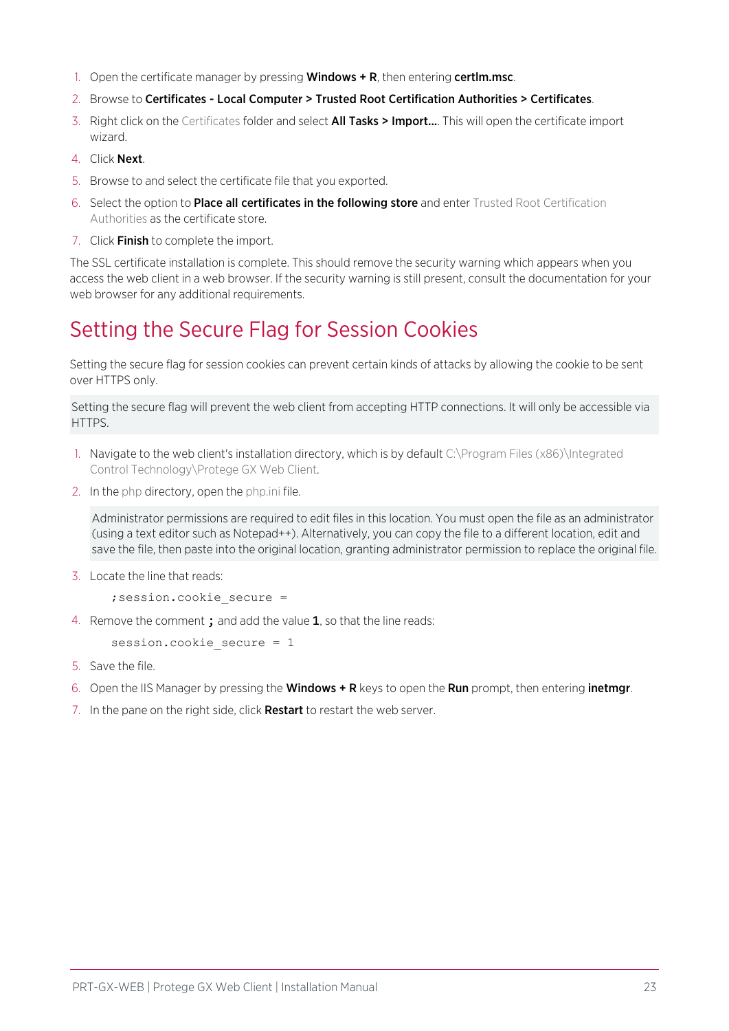1. Open the certificate manager by pressing **Windows + R**, then entering **certlm.msc**.
2. Browse to **Certificates - Local Computer > Trusted Root Certification Authorities > Certificates**.
3. Right click on the Certificates folder and select **All Tasks > Import...**. This will open the certificate import wizard.
4. Click **Next**.
5. Browse to and select the certificate file that you exported.
6. Select the option to **Place all certificates in the following store** and enter Trusted Root Certification Authorities as the certificate store.
7. Click **Finish** to complete the import.

The SSL certificate installation is complete. This should remove the security warning which appears when you access the web client in a web browser. If the security warning is still present, consult the documentation for your web browser for any additional requirements.

## Setting the Secure Flag for Session Cookies

Setting the secure flag for session cookies can prevent certain kinds of attacks by allowing the cookie to be sent over HTTPS only.

> Setting the secure flag will prevent the web client from accepting HTTP connections. It will only be accessible via HTTPS.

1. Navigate to the web client's installation directory, which is by default C:\Program Files (x86)\Integrated Control Technology\Protege GX Web Client.
2. In the php directory, open the php.ini file.

   > Administrator permissions are required to edit files in this location. You must open the file as an administrator (using a text editor such as Notepad++). Alternatively, you can copy the file to a different location, edit and save the file, then paste into the original location, granting administrator permission to replace the original file.

3. Locate the line that reads:

   ```
   ;session.cookie_secure =
   ```

4. Remove the comment **;** and add the value **1**, so that the line reads:

   ```
   session.cookie_secure = 1
   ```

5. Save the file.
6. Open the IIS Manager by pressing the **Windows + R** keys to open the **Run** prompt, then entering **inetmgr**.
7. In the pane on the right side, click **Restart** to restart the web server.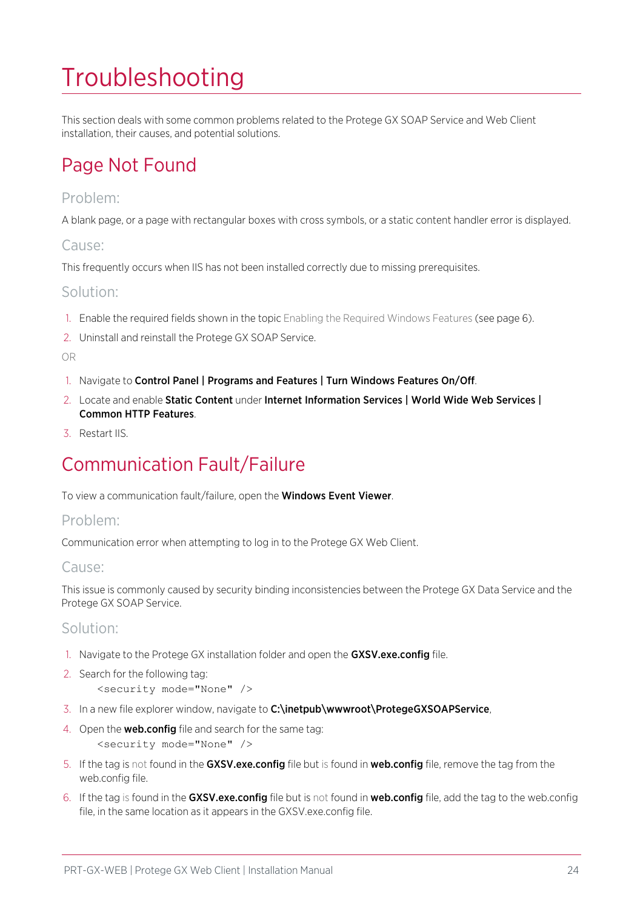# Troubleshooting

This section deals with some common problems related to the Protege GX SOAP Service and Web Client installation, their causes, and potential solutions.

## Page Not Found

### Problem:

A blank page, or a page with rectangular boxes with cross symbols, or a static content handler error is displayed.

### Cause:

This frequently occurs when IIS has not been installed correctly due to missing prerequisites.

### Solution:

1. Enable the required fields shown in the topic Enabling the Required Windows Features (see page 6).
2. Uninstall and reinstall the Protege GX SOAP Service.

OR

1. Navigate to **Control Panel | Programs and Features | Turn Windows Features On/Off**.
2. Locate and enable **Static Content** under **Internet Information Services | World Wide Web Services | Common HTTP Features**.
3. Restart IIS.

## Communication Fault/Failure

To view a communication fault/failure, open the **Windows Event Viewer**.

### Problem:

Communication error when attempting to log in to the Protege GX Web Client.

### Cause:

This issue is commonly caused by security binding inconsistencies between the Protege GX Data Service and the Protege GX SOAP Service.

### Solution:

1. Navigate to the Protege GX installation folder and open the **GXSV.exe.config** file.
2. Search for the following tag:
   ```
   <security mode="None" />
   ```
3. In a new file explorer window, navigate to **C:\inetpub\wwwroot\ProtegeGXSOAPService**,
4. Open the **web.config** file and search for the same tag:
   ```
   <security mode="None" />
   ```
5. If the tag is not found in the **GXSV.exe.config** file but is found in **web.config** file, remove the tag from the web.config file.
6. If the tag is found in the **GXSV.exe.config** file but is not found in **web.config** file, add the tag to the web.config file, in the same location as it appears in the GXSV.exe.config file.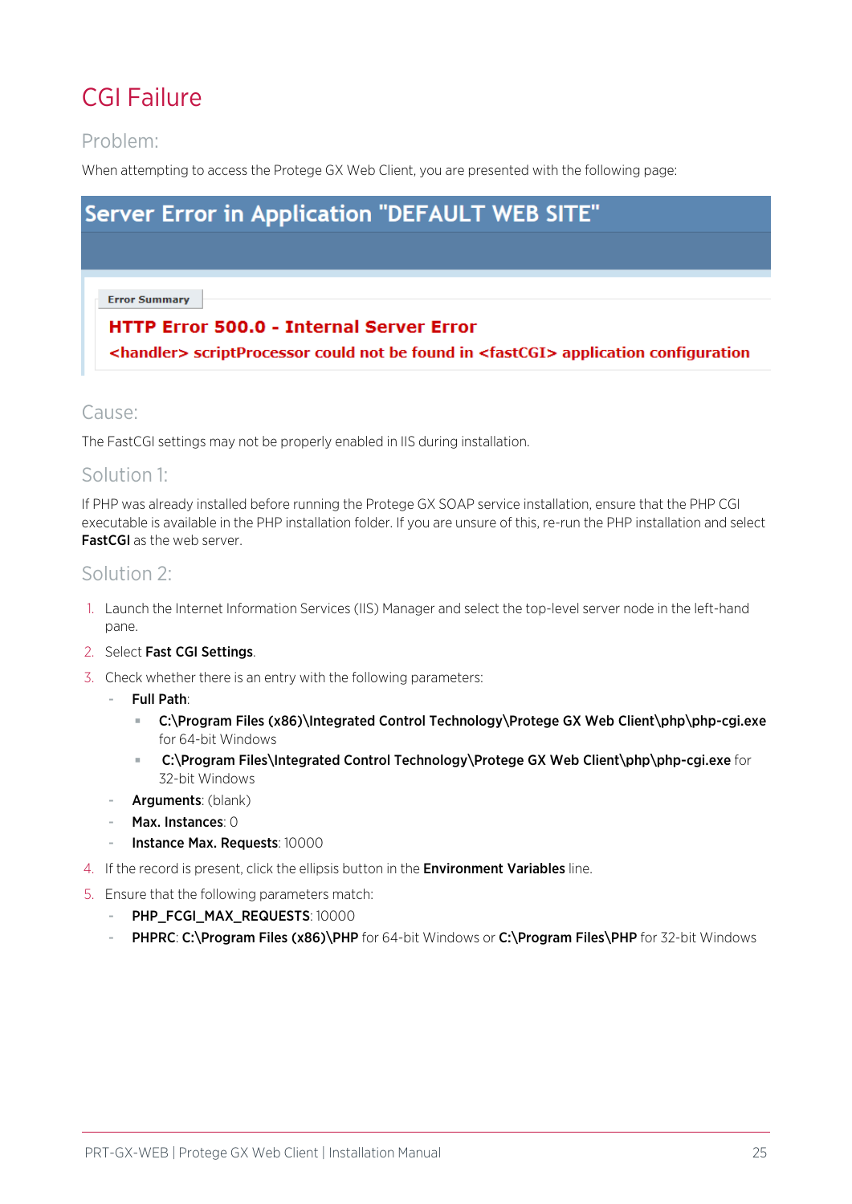# CGI Failure

## Problem:

When attempting to access the Protege GX Web Client, you are presented with the following page:

**Server Error in Application "DEFAULT WEB SITE"**

Error Summary

**HTTP Error 500.0 - Internal Server Error**

**<handler> scriptProcessor could not be found in <fastCGI> application configuration**

## Cause:

The FastCGI settings may not be properly enabled in IIS during installation.

## Solution 1:

If PHP was already installed before running the Protege GX SOAP service installation, ensure that the PHP CGI executable is available in the PHP installation folder. If you are unsure of this, re-run the PHP installation and select **FastCGI** as the web server.

## Solution 2:

1. Launch the Internet Information Services (IIS) Manager and select the top-level server node in the left-hand pane.
2. Select **Fast CGI Settings**.
3. Check whether there is an entry with the following parameters:
   - **Full Path**:
     - **C:\Program Files (x86)\Integrated Control Technology\Protege GX Web Client\php\php-cgi.exe** for 64-bit Windows
     - **C:\Program Files\Integrated Control Technology\Protege GX Web Client\php\php-cgi.exe** for 32-bit Windows
   - **Arguments**: (blank)
   - **Max. Instances**: 0
   - **Instance Max. Requests**: 10000
4. If the record is present, click the ellipsis button in the **Environment Variables** line.
5. Ensure that the following parameters match:
   - **PHP_FCGI_MAX_REQUESTS**: 10000
   - **PHPRC**: **C:\Program Files (x86)\PHP** for 64-bit Windows or **C:\Program Files\PHP** for 32-bit Windows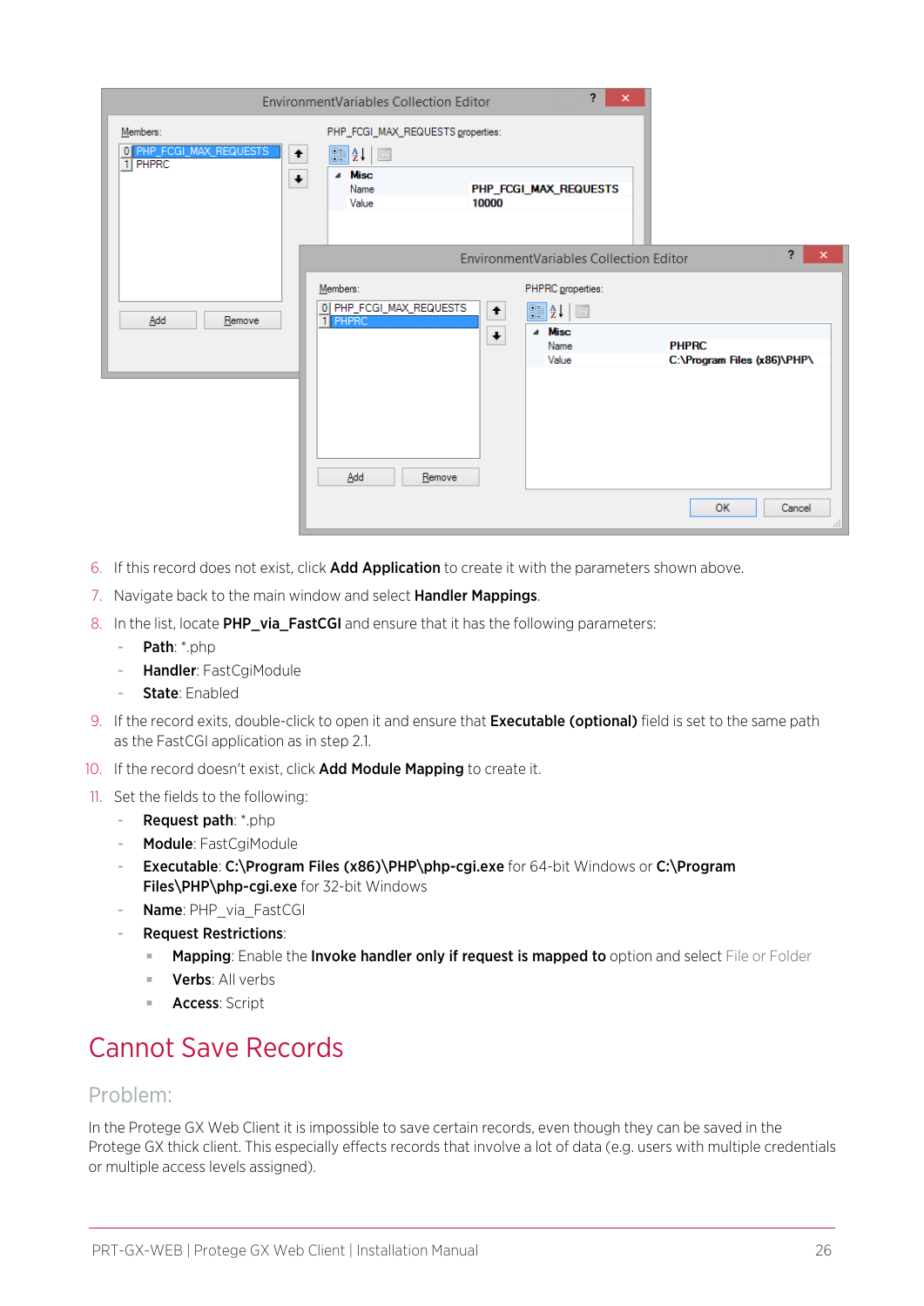6. If this record does not exist, click **Add Application** to create it with the parameters shown above.
7. Navigate back to the main window and select **Handler Mappings**.
8. In the list, locate **PHP_via_FastCGI** and ensure that it has the following parameters:
   - **Path**: *.php
   - **Handler**: FastCgiModule
   - **State**: Enabled
9. If the record exits, double-click to open it and ensure that **Executable (optional)** field is set to the same path as the FastCGI application as in step 2.1.
10. If the record doesn't exist, click **Add Module Mapping** to create it.
11. Set the fields to the following:
    - **Request path**: *.php
    - **Module**: FastCgiModule
    - **Executable**: **C:\Program Files (x86)\PHP\php-cgi.exe** for 64-bit Windows or **C:\Program Files\PHP\php-cgi.exe** for 32-bit Windows
    - **Name**: PHP_via_FastCGI
    - **Request Restrictions**:
      - **Mapping**: Enable the **Invoke handler only if request is mapped to** option and select File or Folder
      - **Verbs**: All verbs
      - **Access**: Script

# Cannot Save Records

## Problem:

In the Protege GX Web Client it is impossible to save certain records, even though they can be saved in the Protege GX thick client. This especially effects records that involve a lot of data (e.g. users with multiple credentials or multiple access levels assigned).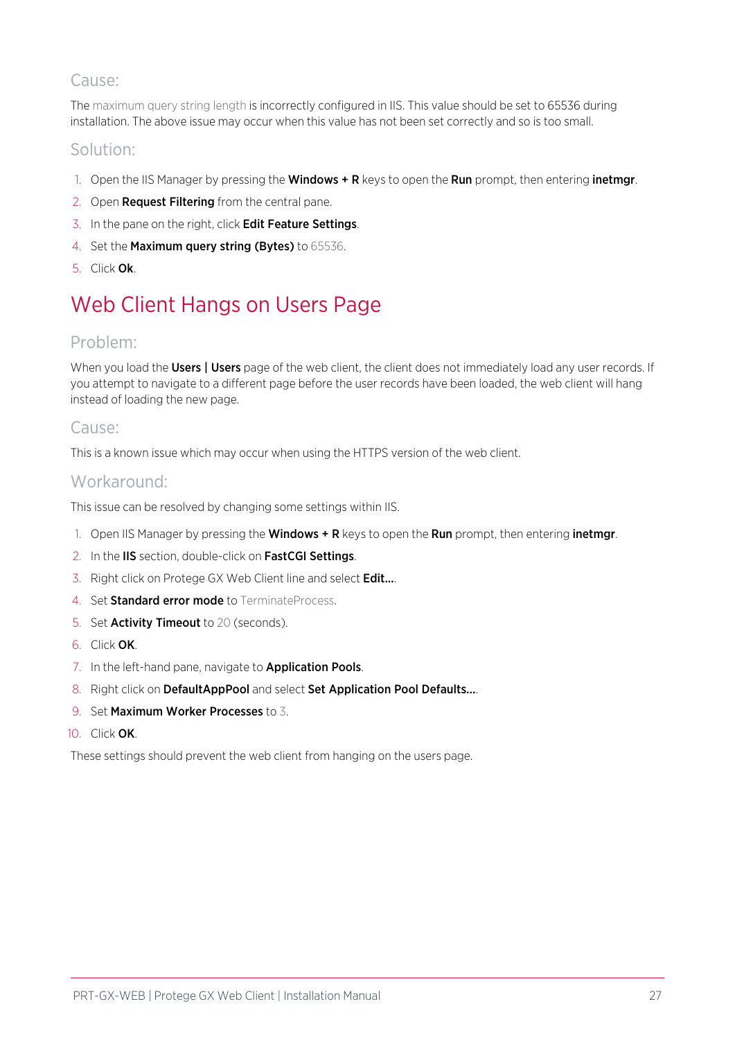### Cause:

The maximum query string length is incorrectly configured in IIS. This value should be set to 65536 during installation. The above issue may occur when this value has not been set correctly and so is too small.

### Solution:

1. Open the IIS Manager by pressing the **Windows + R** keys to open the **Run** prompt, then entering **inetmgr**.
2. Open **Request Filtering** from the central pane.
3. In the pane on the right, click **Edit Feature Settings**.
4. Set the **Maximum query string (Bytes)** to 65536.
5. Click **Ok**.

## Web Client Hangs on Users Page

### Problem:

When you load the **Users | Users** page of the web client, the client does not immediately load any user records. If you attempt to navigate to a different page before the user records have been loaded, the web client will hang instead of loading the new page.

### Cause:

This is a known issue which may occur when using the HTTPS version of the web client.

### Workaround:

This issue can be resolved by changing some settings within IIS.

1. Open IIS Manager by pressing the **Windows + R** keys to open the **Run** prompt, then entering **inetmgr**.
2. In the **IIS** section, double-click on **FastCGI Settings**.
3. Right click on Protege GX Web Client line and select **Edit...**.
4. Set **Standard error mode** to TerminateProcess.
5. Set **Activity Timeout** to 20 (seconds).
6. Click **OK**.
7. In the left-hand pane, navigate to **Application Pools**.
8. Right click on **DefaultAppPool** and select **Set Application Pool Defaults...**.
9. Set **Maximum Worker Processes** to 3.
10. Click **OK**.

These settings should prevent the web client from hanging on the users page.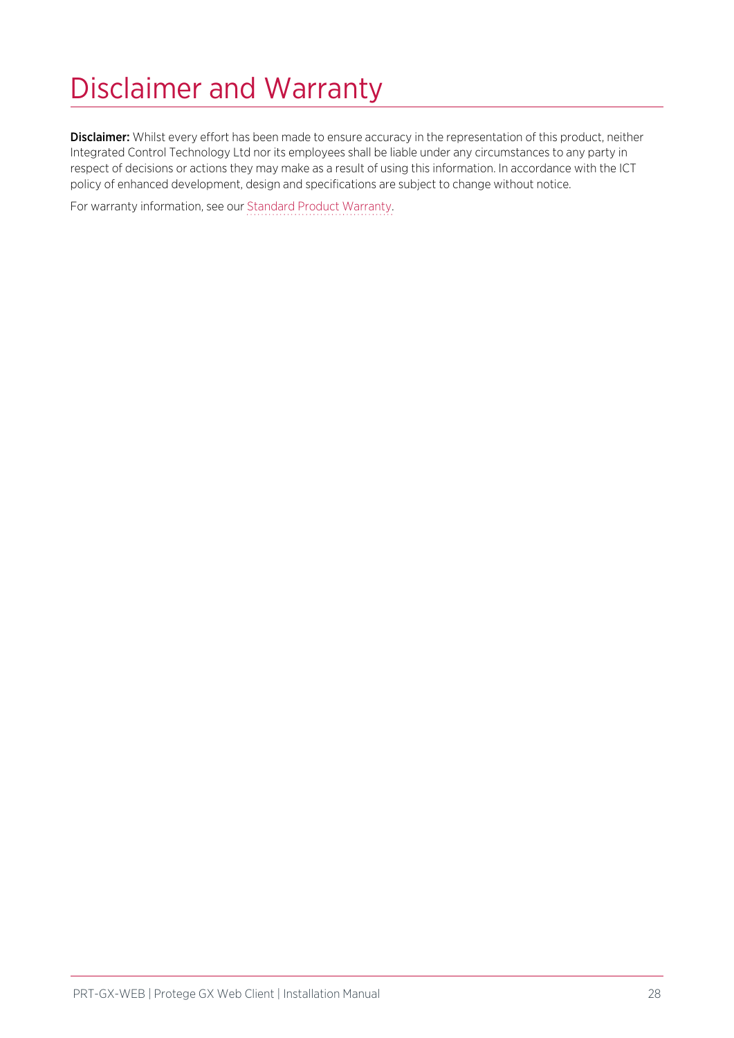# Disclaimer and Warranty

**Disclaimer:** Whilst every effort has been made to ensure accuracy in the representation of this product, neither Integrated Control Technology Ltd nor its employees shall be liable under any circumstances to any party in respect of decisions or actions they may make as a result of using this information. In accordance with the ICT policy of enhanced development, design and specifications are subject to change without notice.

For warranty information, see our Standard Product Warranty.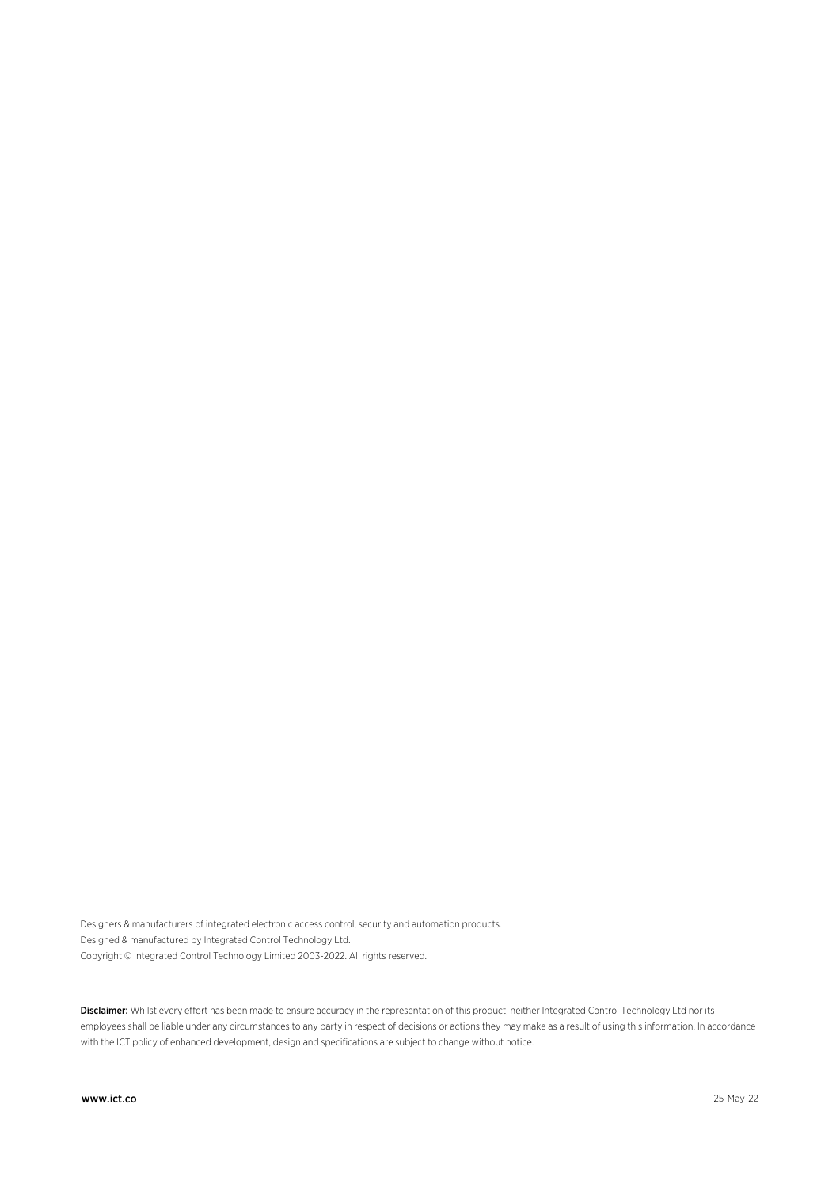Designers & manufacturers of integrated electronic access control, security and automation products.
Designed & manufactured by Integrated Control Technology Ltd.
Copyright © Integrated Control Technology Limited 2003-2022. All rights reserved.

**Disclaimer:** Whilst every effort has been made to ensure accuracy in the representation of this product, neither Integrated Control Technology Ltd nor its employees shall be liable under any circumstances to any party in respect of decisions or actions they may make as a result of using this information. In accordance with the ICT policy of enhanced development, design and specifications are subject to change without notice.

**www.ict.co**

25-May-22